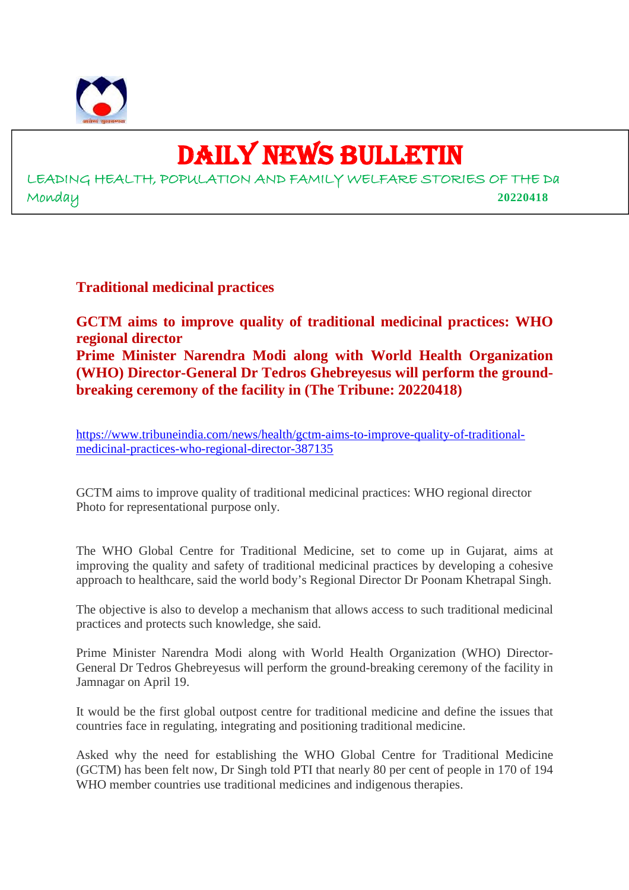# DAILY NEWS BULLETIN

LEADING HEALTH, POPULATION AND FAMILY WELFARE STORIES OF THE Da

Monday **20220418**

## Traditional medicinal practices

**GCTM aims to improve quality of traditional medicinal practices: WHO regional director**

**Prime Minister Narendra Modi along with World Health Organization (WHO) Director-General Dr Tedros Ghebreyesus will perform the ground-breaking ceremony of the facility in (The Tribune: 20220418)**

https://www.tribuneindia.com/news/health/gctm-aims-to-improve-quality-of-traditional-medicinal-practices-who-regional-director-387135

GCTM aims to improve quality of traditional medicinal practices: WHO regional director
Photo for representational purpose only.

The WHO Global Centre for Traditional Medicine, set to come up in Gujarat, aims at improving the quality and safety of traditional medicinal practices by developing a cohesive approach to healthcare, said the world body's Regional Director Dr Poonam Khetrapal Singh.

The objective is also to develop a mechanism that allows access to such traditional medicinal practices and protects such knowledge, she said.

Prime Minister Narendra Modi along with World Health Organization (WHO) Director-General Dr Tedros Ghebreyesus will perform the ground-breaking ceremony of the facility in Jamnagar on April 19.

It would be the first global outpost centre for traditional medicine and define the issues that countries face in regulating, integrating and positioning traditional medicine.

Asked why the need for establishing the WHO Global Centre for Traditional Medicine (GCTM) has been felt now, Dr Singh told PTI that nearly 80 per cent of people in 170 of 194 WHO member countries use traditional medicines and indigenous therapies.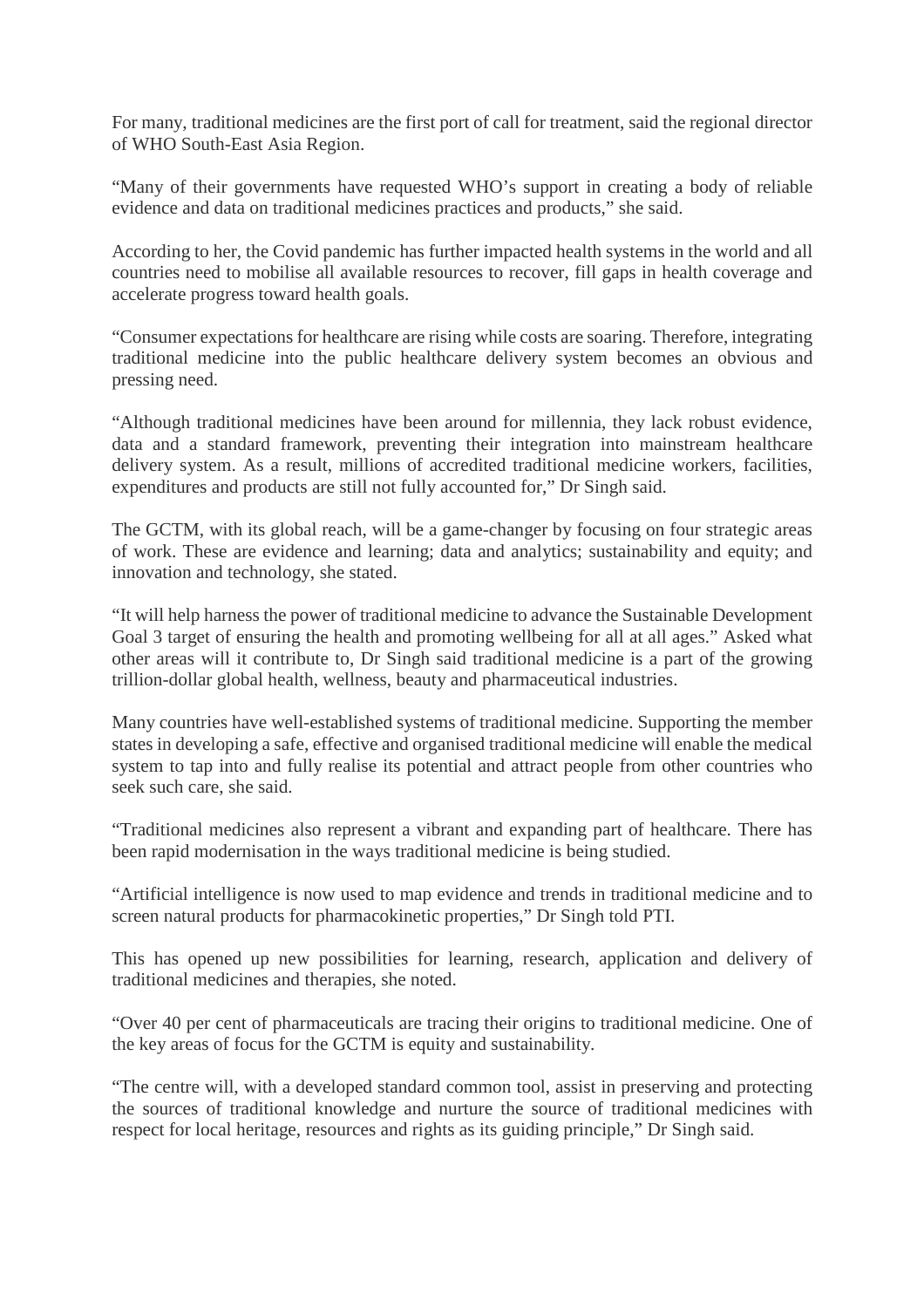For many, traditional medicines are the first port of call for treatment, said the regional director of WHO South-East Asia Region.

“Many of their governments have requested WHO’s support in creating a body of reliable evidence and data on traditional medicines practices and products,” she said.

According to her, the Covid pandemic has further impacted health systems in the world and all countries need to mobilise all available resources to recover, fill gaps in health coverage and accelerate progress toward health goals.

“Consumer expectations for healthcare are rising while costs are soaring. Therefore, integrating traditional medicine into the public healthcare delivery system becomes an obvious and pressing need.

“Although traditional medicines have been around for millennia, they lack robust evidence, data and a standard framework, preventing their integration into mainstream healthcare delivery system. As a result, millions of accredited traditional medicine workers, facilities, expenditures and products are still not fully accounted for,” Dr Singh said.

The GCTM, with its global reach, will be a game-changer by focusing on four strategic areas of work. These are evidence and learning; data and analytics; sustainability and equity; and innovation and technology, she stated.

“It will help harness the power of traditional medicine to advance the Sustainable Development Goal 3 target of ensuring the health and promoting wellbeing for all at all ages.” Asked what other areas will it contribute to, Dr Singh said traditional medicine is a part of the growing trillion-dollar global health, wellness, beauty and pharmaceutical industries.

Many countries have well-established systems of traditional medicine. Supporting the member states in developing a safe, effective and organised traditional medicine will enable the medical system to tap into and fully realise its potential and attract people from other countries who seek such care, she said.

“Traditional medicines also represent a vibrant and expanding part of healthcare. There has been rapid modernisation in the ways traditional medicine is being studied.

“Artificial intelligence is now used to map evidence and trends in traditional medicine and to screen natural products for pharmacokinetic properties,” Dr Singh told PTI.

This has opened up new possibilities for learning, research, application and delivery of traditional medicines and therapies, she noted.

“Over 40 per cent of pharmaceuticals are tracing their origins to traditional medicine. One of the key areas of focus for the GCTM is equity and sustainability.

“The centre will, with a developed standard common tool, assist in preserving and protecting the sources of traditional knowledge and nurture the source of traditional medicines with respect for local heritage, resources and rights as its guiding principle,” Dr Singh said.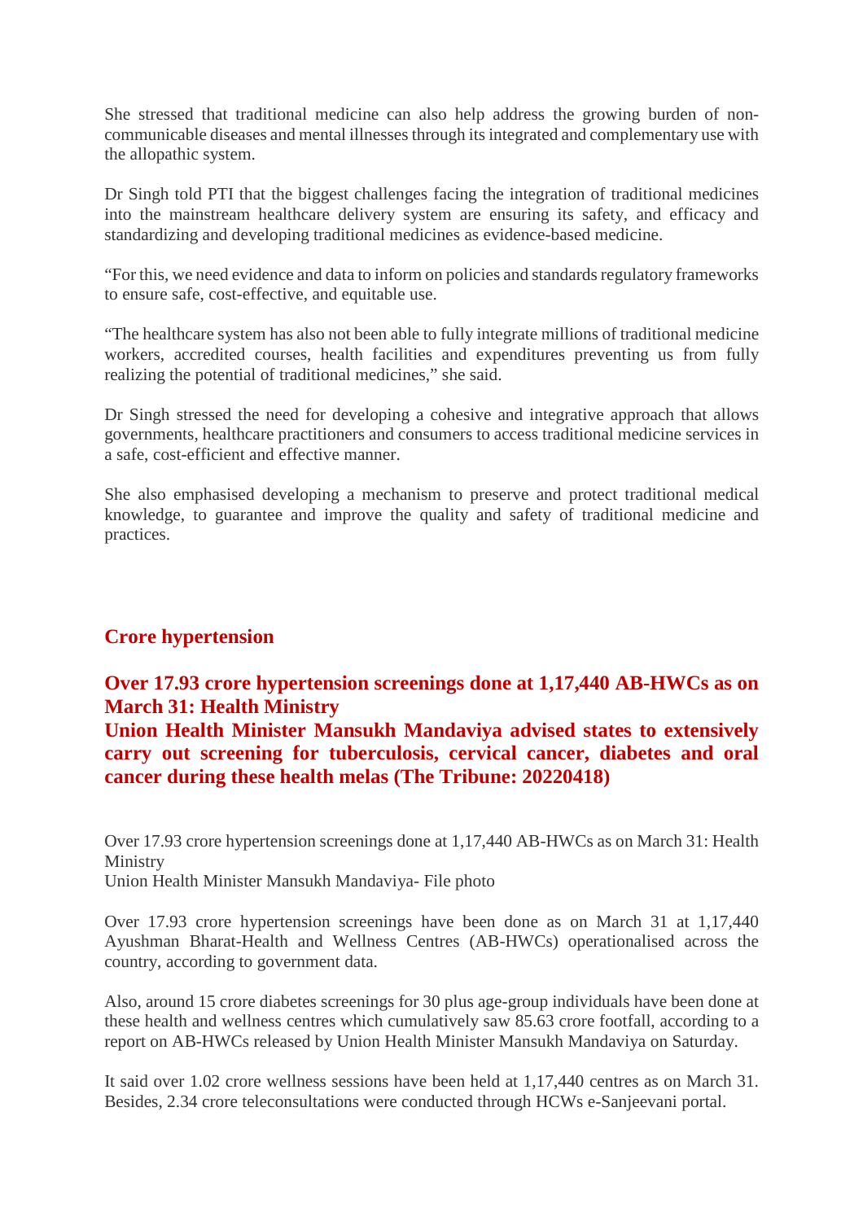She stressed that traditional medicine can also help address the growing burden of non-communicable diseases and mental illnesses through its integrated and complementary use with the allopathic system.

Dr Singh told PTI that the biggest challenges facing the integration of traditional medicines into the mainstream healthcare delivery system are ensuring its safety, and efficacy and standardizing and developing traditional medicines as evidence-based medicine.

“For this, we need evidence and data to inform on policies and standards regulatory frameworks to ensure safe, cost-effective, and equitable use.

“The healthcare system has also not been able to fully integrate millions of traditional medicine workers, accredited courses, health facilities and expenditures preventing us from fully realizing the potential of traditional medicines,” she said.

Dr Singh stressed the need for developing a cohesive and integrative approach that allows governments, healthcare practitioners and consumers to access traditional medicine services in a safe, cost-efficient and effective manner.

She also emphasised developing a mechanism to preserve and protect traditional medical knowledge, to guarantee and improve the quality and safety of traditional medicine and practices.

## Crore hypertension

### Over 17.93 crore hypertension screenings done at 1,17,440 AB-HWCs as on March 31: Health Ministry

### Union Health Minister Mansukh Mandaviya advised states to extensively carry out screening for tuberculosis, cervical cancer, diabetes and oral cancer during these health melas (The Tribune: 20220418)

Over 17.93 crore hypertension screenings done at 1,17,440 AB-HWCs as on March 31: Health Ministry
Union Health Minister Mansukh Mandaviya- File photo

Over 17.93 crore hypertension screenings have been done as on March 31 at 1,17,440 Ayushman Bharat-Health and Wellness Centres (AB-HWCs) operationalised across the country, according to government data.

Also, around 15 crore diabetes screenings for 30 plus age-group individuals have been done at these health and wellness centres which cumulatively saw 85.63 crore footfall, according to a report on AB-HWCs released by Union Health Minister Mansukh Mandaviya on Saturday.

It said over 1.02 crore wellness sessions have been held at 1,17,440 centres as on March 31. Besides, 2.34 crore teleconsultations were conducted through HCWs e-Sanjeevani portal.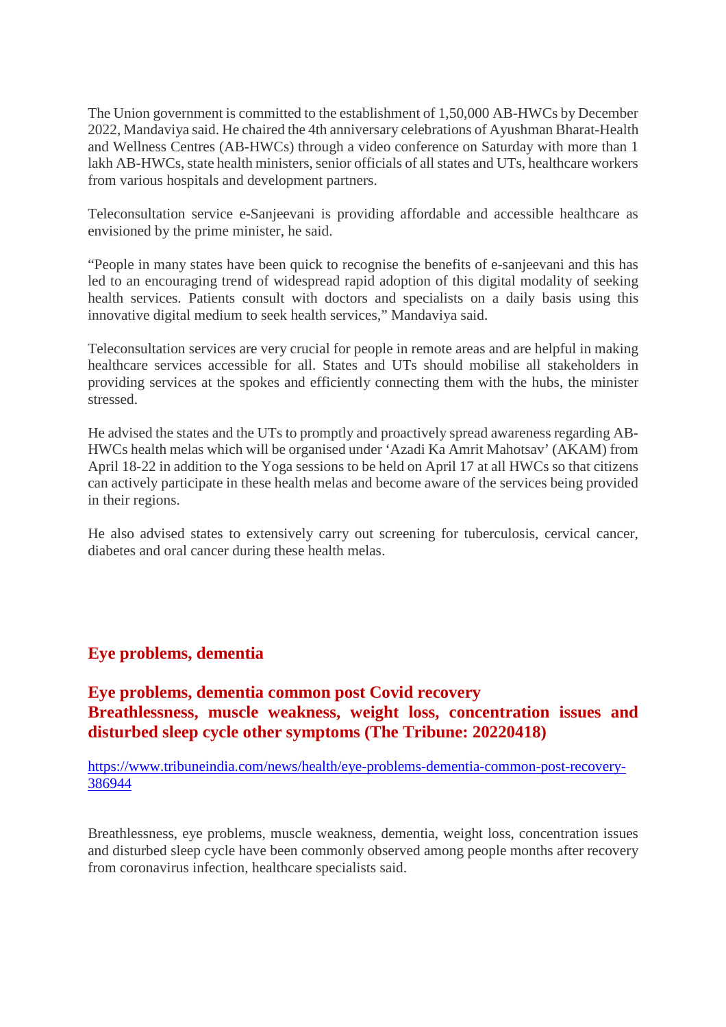The Union government is committed to the establishment of 1,50,000 AB-HWCs by December 2022, Mandaviya said. He chaired the 4th anniversary celebrations of Ayushman Bharat-Health and Wellness Centres (AB-HWCs) through a video conference on Saturday with more than 1 lakh AB-HWCs, state health ministers, senior officials of all states and UTs, healthcare workers from various hospitals and development partners.

Teleconsultation service e-Sanjeevani is providing affordable and accessible healthcare as envisioned by the prime minister, he said.

"People in many states have been quick to recognise the benefits of e-sanjeevani and this has led to an encouraging trend of widespread rapid adoption of this digital modality of seeking health services. Patients consult with doctors and specialists on a daily basis using this innovative digital medium to seek health services," Mandaviya said.

Teleconsultation services are very crucial for people in remote areas and are helpful in making healthcare services accessible for all. States and UTs should mobilise all stakeholders in providing services at the spokes and efficiently connecting them with the hubs, the minister stressed.

He advised the states and the UTs to promptly and proactively spread awareness regarding AB-HWCs health melas which will be organised under 'Azadi Ka Amrit Mahotsav' (AKAM) from April 18-22 in addition to the Yoga sessions to be held on April 17 at all HWCs so that citizens can actively participate in these health melas and become aware of the services being provided in their regions.

He also advised states to extensively carry out screening for tuberculosis, cervical cancer, diabetes and oral cancer during these health melas.

## Eye problems, dementia

## Eye problems, dementia common post Covid recovery Breathlessness, muscle weakness, weight loss, concentration issues and disturbed sleep cycle other symptoms (The Tribune: 20220418)

https://www.tribuneindia.com/news/health/eye-problems-dementia-common-post-recovery-386944

Breathlessness, eye problems, muscle weakness, dementia, weight loss, concentration issues and disturbed sleep cycle have been commonly observed among people months after recovery from coronavirus infection, healthcare specialists said.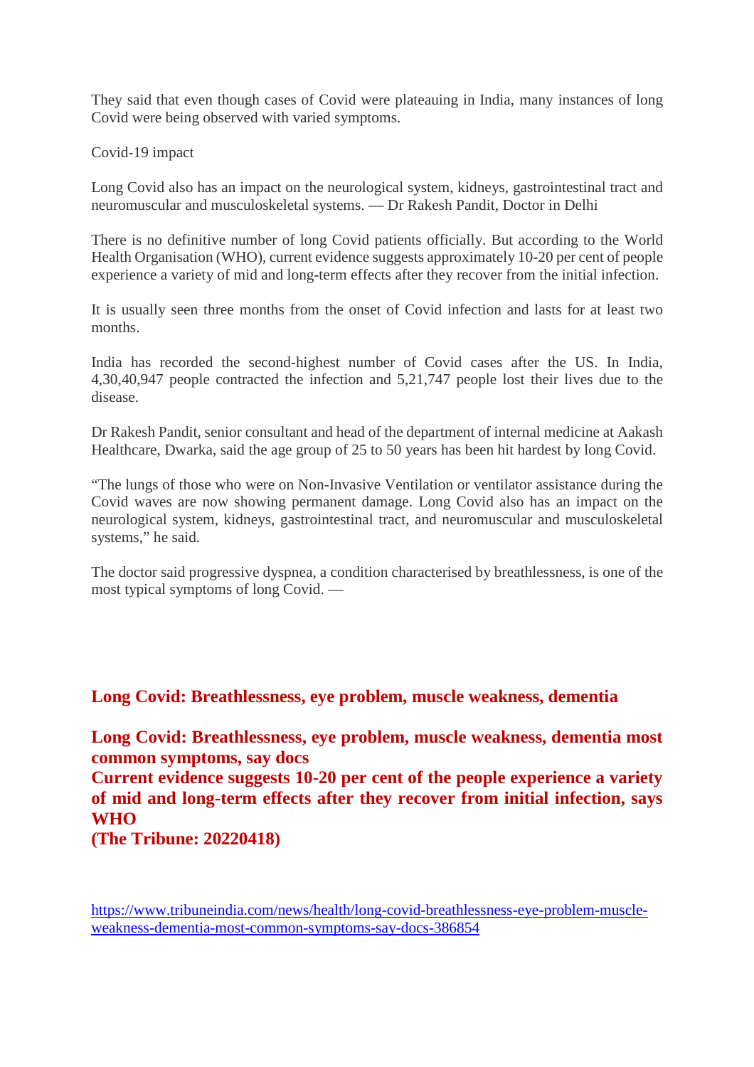They said that even though cases of Covid were plateauing in India, many instances of long Covid were being observed with varied symptoms.

Covid-19 impact

Long Covid also has an impact on the neurological system, kidneys, gastrointestinal tract and neuromuscular and musculoskeletal systems. — Dr Rakesh Pandit, Doctor in Delhi

There is no definitive number of long Covid patients officially. But according to the World Health Organisation (WHO), current evidence suggests approximately 10-20 per cent of people experience a variety of mid and long-term effects after they recover from the initial infection.

It is usually seen three months from the onset of Covid infection and lasts for at least two months.

India has recorded the second-highest number of Covid cases after the US. In India, 4,30,40,947 people contracted the infection and 5,21,747 people lost their lives due to the disease.

Dr Rakesh Pandit, senior consultant and head of the department of internal medicine at Aakash Healthcare, Dwarka, said the age group of 25 to 50 years has been hit hardest by long Covid.

"The lungs of those who were on Non-Invasive Ventilation or ventilator assistance during the Covid waves are now showing permanent damage. Long Covid also has an impact on the neurological system, kidneys, gastrointestinal tract, and neuromuscular and musculoskeletal systems," he said.

The doctor said progressive dyspnea, a condition characterised by breathlessness, is one of the most typical symptoms of long Covid. —

## Long Covid: Breathlessness, eye problem, muscle weakness, dementia

**Long Covid: Breathlessness, eye problem, muscle weakness, dementia most common symptoms, say docs**
**Current evidence suggests 10-20 per cent of the people experience a variety of mid and long-term effects after they recover from initial infection, says WHO**
**(The Tribune: 20220418)**

https://www.tribuneindia.com/news/health/long-covid-breathlessness-eye-problem-muscle-weakness-dementia-most-common-symptoms-say-docs-386854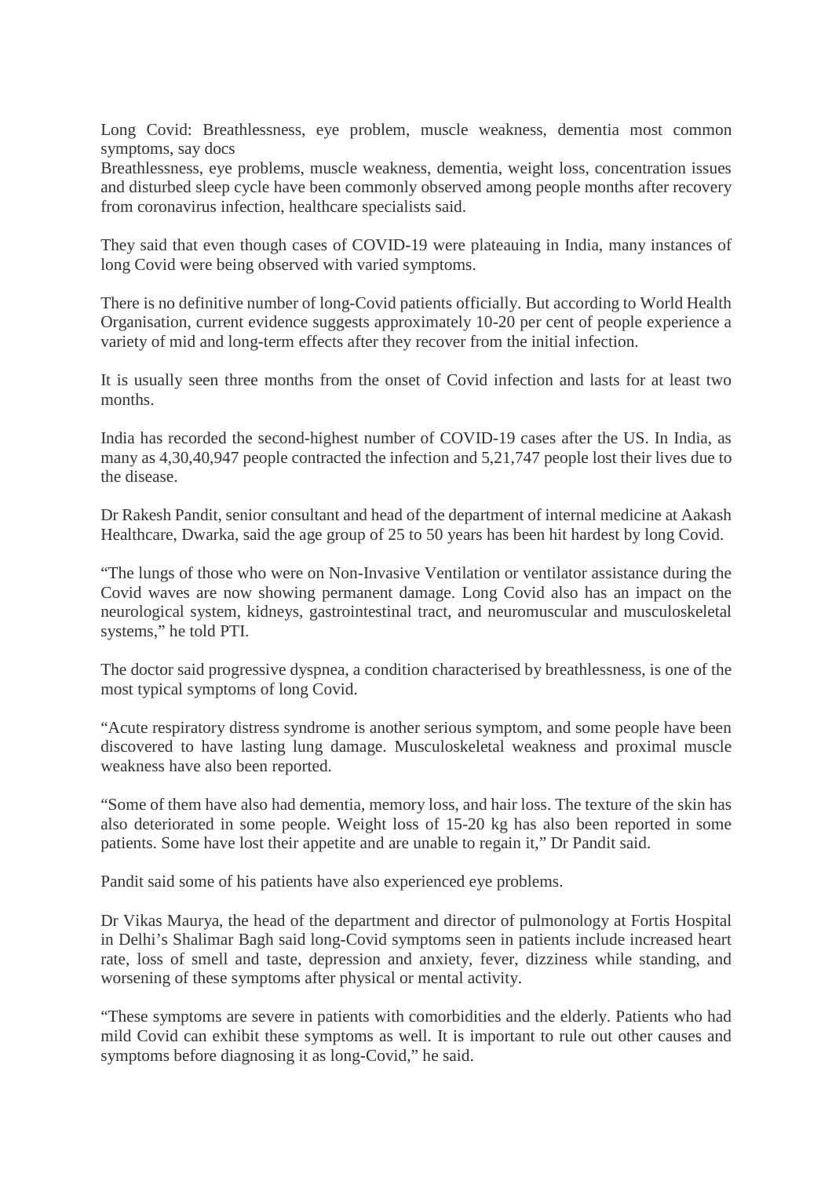Long Covid: Breathlessness, eye problem, muscle weakness, dementia most common symptoms, say docs

Breathlessness, eye problems, muscle weakness, dementia, weight loss, concentration issues and disturbed sleep cycle have been commonly observed among people months after recovery from coronavirus infection, healthcare specialists said.

They said that even though cases of COVID-19 were plateauing in India, many instances of long Covid were being observed with varied symptoms.

There is no definitive number of long-Covid patients officially. But according to World Health Organisation, current evidence suggests approximately 10-20 per cent of people experience a variety of mid and long-term effects after they recover from the initial infection.

It is usually seen three months from the onset of Covid infection and lasts for at least two months.

India has recorded the second-highest number of COVID-19 cases after the US. In India, as many as 4,30,40,947 people contracted the infection and 5,21,747 people lost their lives due to the disease.

Dr Rakesh Pandit, senior consultant and head of the department of internal medicine at Aakash Healthcare, Dwarka, said the age group of 25 to 50 years has been hit hardest by long Covid.

"The lungs of those who were on Non-Invasive Ventilation or ventilator assistance during the Covid waves are now showing permanent damage. Long Covid also has an impact on the neurological system, kidneys, gastrointestinal tract, and neuromuscular and musculoskeletal systems," he told PTI.

The doctor said progressive dyspnea, a condition characterised by breathlessness, is one of the most typical symptoms of long Covid.

"Acute respiratory distress syndrome is another serious symptom, and some people have been discovered to have lasting lung damage. Musculoskeletal weakness and proximal muscle weakness have also been reported.

"Some of them have also had dementia, memory loss, and hair loss. The texture of the skin has also deteriorated in some people. Weight loss of 15-20 kg has also been reported in some patients. Some have lost their appetite and are unable to regain it," Dr Pandit said.

Pandit said some of his patients have also experienced eye problems.

Dr Vikas Maurya, the head of the department and director of pulmonology at Fortis Hospital in Delhi's Shalimar Bagh said long-Covid symptoms seen in patients include increased heart rate, loss of smell and taste, depression and anxiety, fever, dizziness while standing, and worsening of these symptoms after physical or mental activity.

"These symptoms are severe in patients with comorbidities and the elderly. Patients who had mild Covid can exhibit these symptoms as well. It is important to rule out other causes and symptoms before diagnosing it as long-Covid," he said.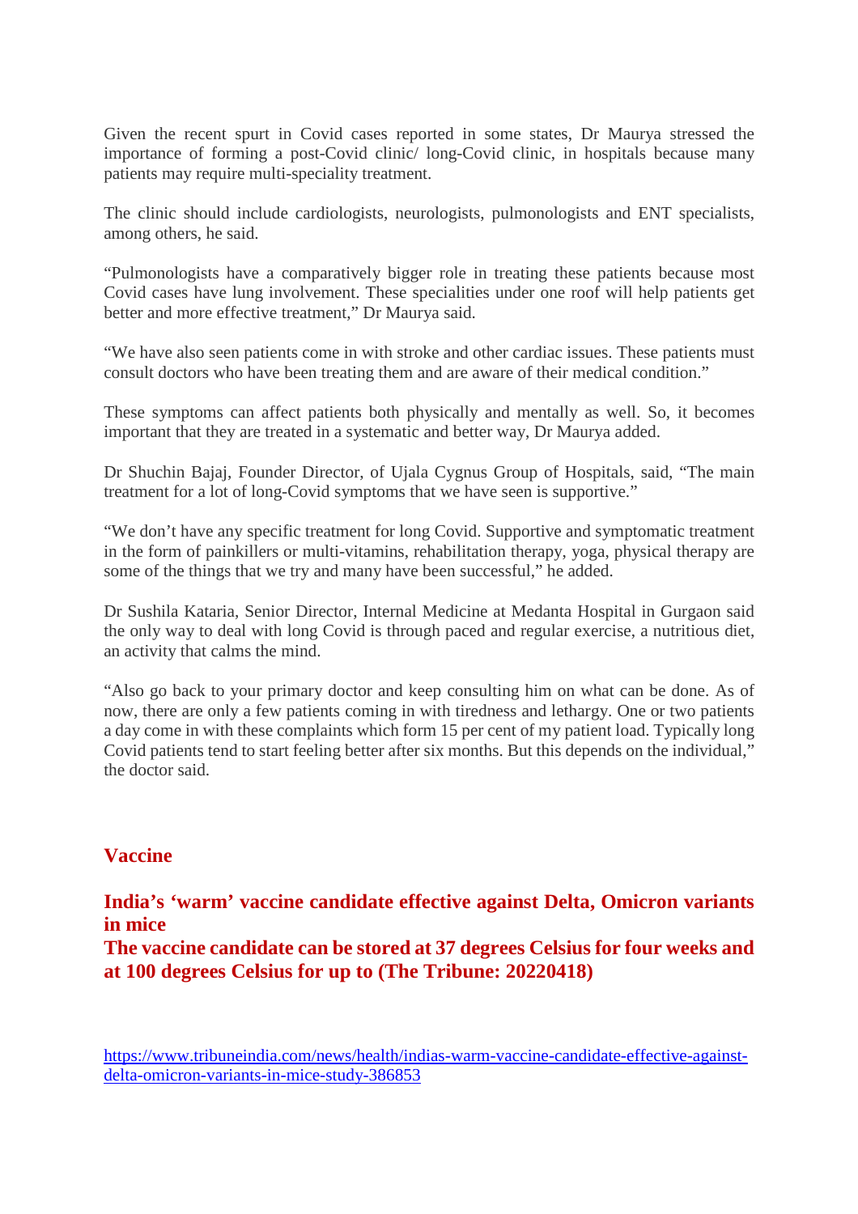Given the recent spurt in Covid cases reported in some states, Dr Maurya stressed the importance of forming a post-Covid clinic/ long-Covid clinic, in hospitals because many patients may require multi-speciality treatment.

The clinic should include cardiologists, neurologists, pulmonologists and ENT specialists, among others, he said.

“Pulmonologists have a comparatively bigger role in treating these patients because most Covid cases have lung involvement. These specialities under one roof will help patients get better and more effective treatment,” Dr Maurya said.

“We have also seen patients come in with stroke and other cardiac issues. These patients must consult doctors who have been treating them and are aware of their medical condition.”

These symptoms can affect patients both physically and mentally as well. So, it becomes important that they are treated in a systematic and better way, Dr Maurya added.

Dr Shuchin Bajaj, Founder Director, of Ujala Cygnus Group of Hospitals, said, “The main treatment for a lot of long-Covid symptoms that we have seen is supportive.”

“We don’t have any specific treatment for long Covid. Supportive and symptomatic treatment in the form of painkillers or multi-vitamins, rehabilitation therapy, yoga, physical therapy are some of the things that we try and many have been successful,” he added.

Dr Sushila Kataria, Senior Director, Internal Medicine at Medanta Hospital in Gurgaon said the only way to deal with long Covid is through paced and regular exercise, a nutritious diet, an activity that calms the mind.

“Also go back to your primary doctor and keep consulting him on what can be done. As of now, there are only a few patients coming in with tiredness and lethargy. One or two patients a day come in with these complaints which form 15 per cent of my patient load. Typically long Covid patients tend to start feeling better after six months. But this depends on the individual,” the doctor said.

## Vaccine

### India’s ‘warm’ vaccine candidate effective against Delta, Omicron variants in mice

### The vaccine candidate can be stored at 37 degrees Celsius for four weeks and at 100 degrees Celsius for up to (The Tribune: 20220418)

https://www.tribuneindia.com/news/health/indias-warm-vaccine-candidate-effective-against-delta-omicron-variants-in-mice-study-386853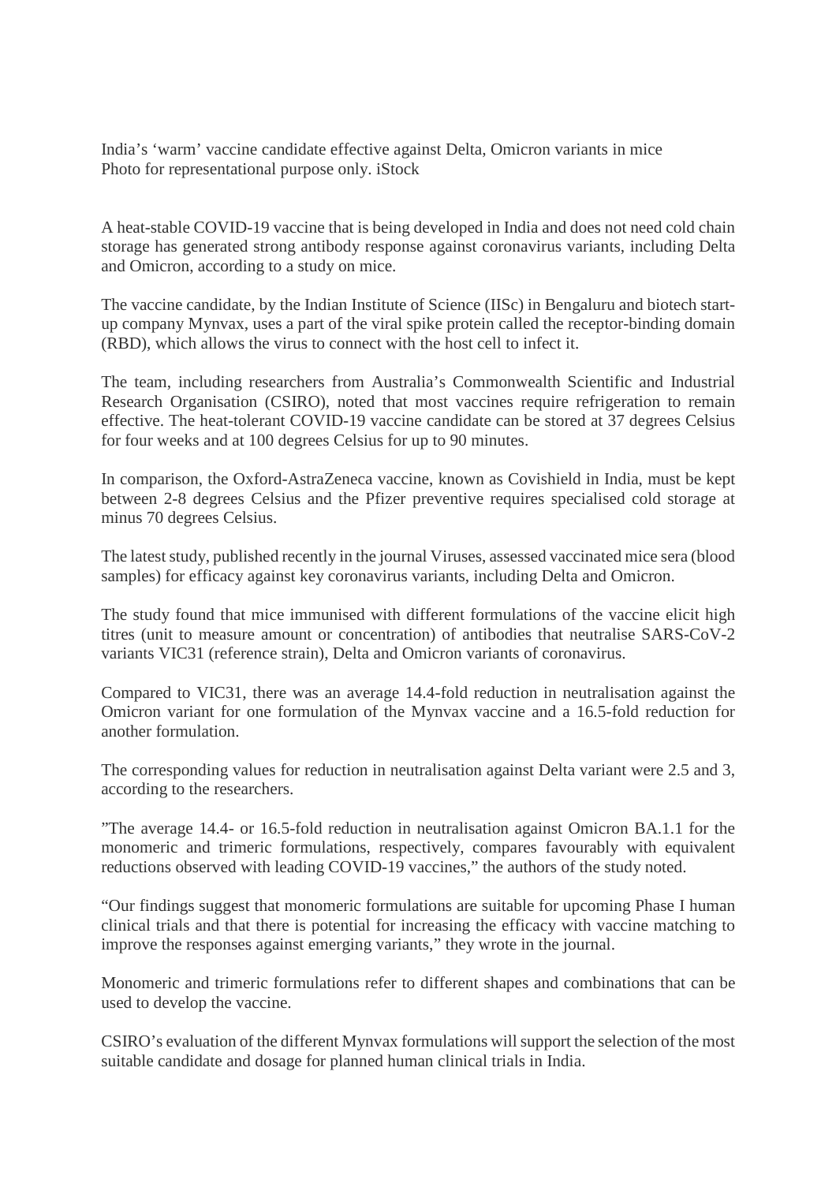India’s ‘warm’ vaccine candidate effective against Delta, Omicron variants in mice

Photo for representational purpose only. iStock

A heat-stable COVID-19 vaccine that is being developed in India and does not need cold chain storage has generated strong antibody response against coronavirus variants, including Delta and Omicron, according to a study on mice.

The vaccine candidate, by the Indian Institute of Science (IISc) in Bengaluru and biotech start-up company Mynvax, uses a part of the viral spike protein called the receptor-binding domain (RBD), which allows the virus to connect with the host cell to infect it.

The team, including researchers from Australia’s Commonwealth Scientific and Industrial Research Organisation (CSIRO), noted that most vaccines require refrigeration to remain effective. The heat-tolerant COVID-19 vaccine candidate can be stored at 37 degrees Celsius for four weeks and at 100 degrees Celsius for up to 90 minutes.

In comparison, the Oxford-AstraZeneca vaccine, known as Covishield in India, must be kept between 2-8 degrees Celsius and the Pfizer preventive requires specialised cold storage at minus 70 degrees Celsius.

The latest study, published recently in the journal Viruses, assessed vaccinated mice sera (blood samples) for efficacy against key coronavirus variants, including Delta and Omicron.

The study found that mice immunised with different formulations of the vaccine elicit high titres (unit to measure amount or concentration) of antibodies that neutralise SARS-CoV-2 variants VIC31 (reference strain), Delta and Omicron variants of coronavirus.

Compared to VIC31, there was an average 14.4-fold reduction in neutralisation against the Omicron variant for one formulation of the Mynvax vaccine and a 16.5-fold reduction for another formulation.

The corresponding values for reduction in neutralisation against Delta variant were 2.5 and 3, according to the researchers.

”The average 14.4- or 16.5-fold reduction in neutralisation against Omicron BA.1.1 for the monomeric and trimeric formulations, respectively, compares favourably with equivalent reductions observed with leading COVID-19 vaccines,” the authors of the study noted.

“Our findings suggest that monomeric formulations are suitable for upcoming Phase I human clinical trials and that there is potential for increasing the efficacy with vaccine matching to improve the responses against emerging variants,” they wrote in the journal.

Monomeric and trimeric formulations refer to different shapes and combinations that can be used to develop the vaccine.

CSIRO’s evaluation of the different Mynvax formulations will support the selection of the most suitable candidate and dosage for planned human clinical trials in India.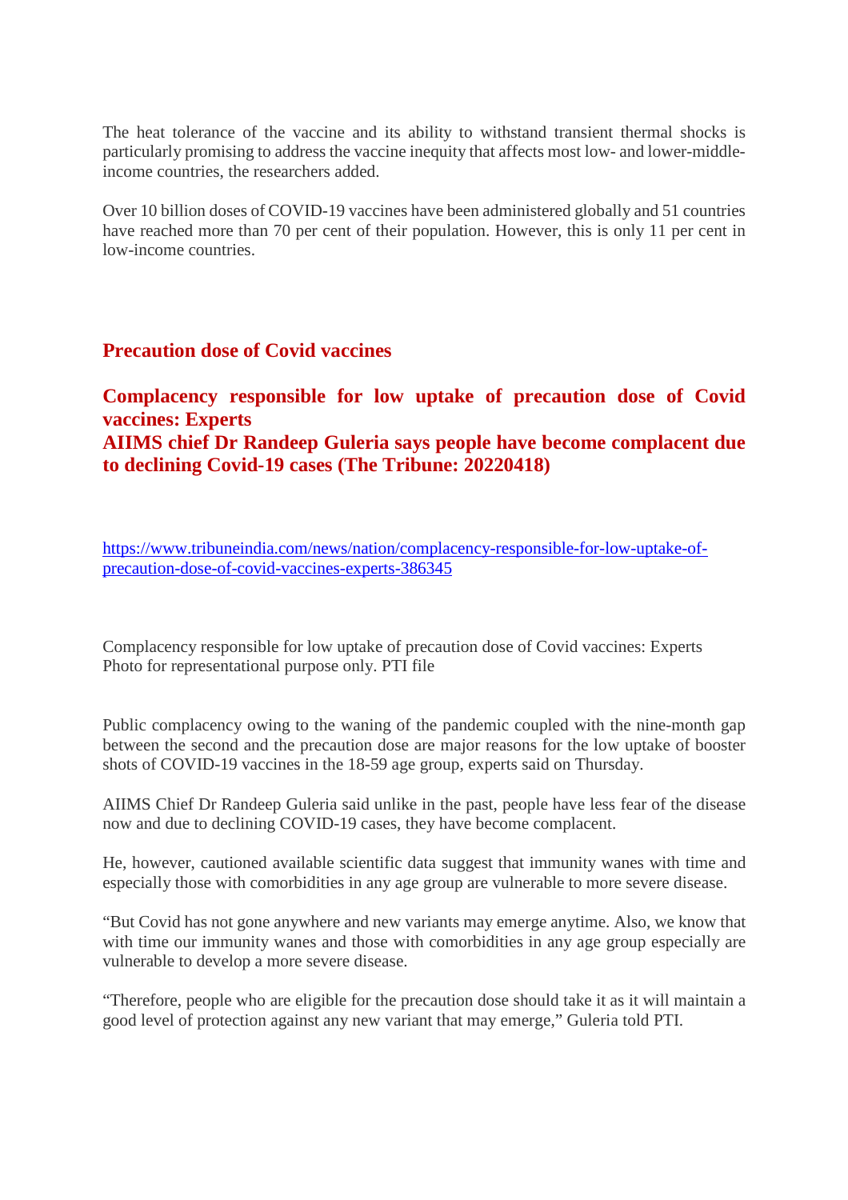The heat tolerance of the vaccine and its ability to withstand transient thermal shocks is particularly promising to address the vaccine inequity that affects most low- and lower-middle-income countries, the researchers added.

Over 10 billion doses of COVID-19 vaccines have been administered globally and 51 countries have reached more than 70 per cent of their population. However, this is only 11 per cent in low-income countries.

## Precaution dose of Covid vaccines

### Complacency responsible for low uptake of precaution dose of Covid vaccines: Experts
### AIIMS chief Dr Randeep Guleria says people have become complacent due to declining Covid-19 cases (The Tribune: 20220418)

https://www.tribuneindia.com/news/nation/complacency-responsible-for-low-uptake-of-precaution-dose-of-covid-vaccines-experts-386345

Complacency responsible for low uptake of precaution dose of Covid vaccines: Experts
Photo for representational purpose only. PTI file

Public complacency owing to the waning of the pandemic coupled with the nine-month gap between the second and the precaution dose are major reasons for the low uptake of booster shots of COVID-19 vaccines in the 18-59 age group, experts said on Thursday.

AIIMS Chief Dr Randeep Guleria said unlike in the past, people have less fear of the disease now and due to declining COVID-19 cases, they have become complacent.

He, however, cautioned available scientific data suggest that immunity wanes with time and especially those with comorbidities in any age group are vulnerable to more severe disease.

"But Covid has not gone anywhere and new variants may emerge anytime. Also, we know that with time our immunity wanes and those with comorbidities in any age group especially are vulnerable to develop a more severe disease.

"Therefore, people who are eligible for the precaution dose should take it as it will maintain a good level of protection against any new variant that may emerge," Guleria told PTI.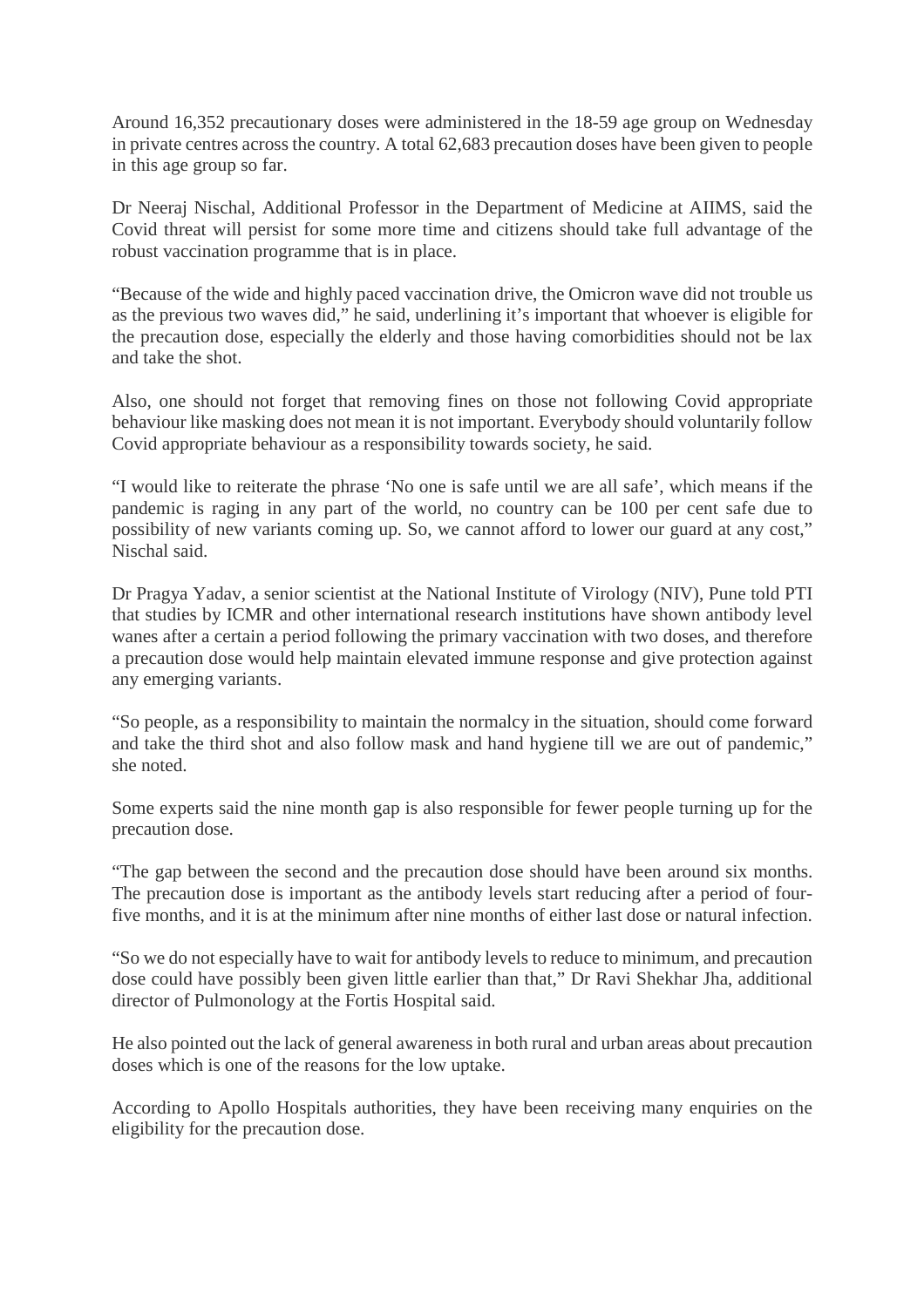Around 16,352 precautionary doses were administered in the 18-59 age group on Wednesday in private centres across the country. A total 62,683 precaution doses have been given to people in this age group so far.

Dr Neeraj Nischal, Additional Professor in the Department of Medicine at AIIMS, said the Covid threat will persist for some more time and citizens should take full advantage of the robust vaccination programme that is in place.

"Because of the wide and highly paced vaccination drive, the Omicron wave did not trouble us as the previous two waves did," he said, underlining it's important that whoever is eligible for the precaution dose, especially the elderly and those having comorbidities should not be lax and take the shot.

Also, one should not forget that removing fines on those not following Covid appropriate behaviour like masking does not mean it is not important. Everybody should voluntarily follow Covid appropriate behaviour as a responsibility towards society, he said.

"I would like to reiterate the phrase 'No one is safe until we are all safe', which means if the pandemic is raging in any part of the world, no country can be 100 per cent safe due to possibility of new variants coming up. So, we cannot afford to lower our guard at any cost," Nischal said.

Dr Pragya Yadav, a senior scientist at the National Institute of Virology (NIV), Pune told PTI that studies by ICMR and other international research institutions have shown antibody level wanes after a certain a period following the primary vaccination with two doses, and therefore a precaution dose would help maintain elevated immune response and give protection against any emerging variants.

"So people, as a responsibility to maintain the normalcy in the situation, should come forward and take the third shot and also follow mask and hand hygiene till we are out of pandemic," she noted.

Some experts said the nine month gap is also responsible for fewer people turning up for the precaution dose.

"The gap between the second and the precaution dose should have been around six months. The precaution dose is important as the antibody levels start reducing after a period of four-five months, and it is at the minimum after nine months of either last dose or natural infection.

"So we do not especially have to wait for antibody levels to reduce to minimum, and precaution dose could have possibly been given little earlier than that," Dr Ravi Shekhar Jha, additional director of Pulmonology at the Fortis Hospital said.

He also pointed out the lack of general awareness in both rural and urban areas about precaution doses which is one of the reasons for the low uptake.

According to Apollo Hospitals authorities, they have been receiving many enquiries on the eligibility for the precaution dose.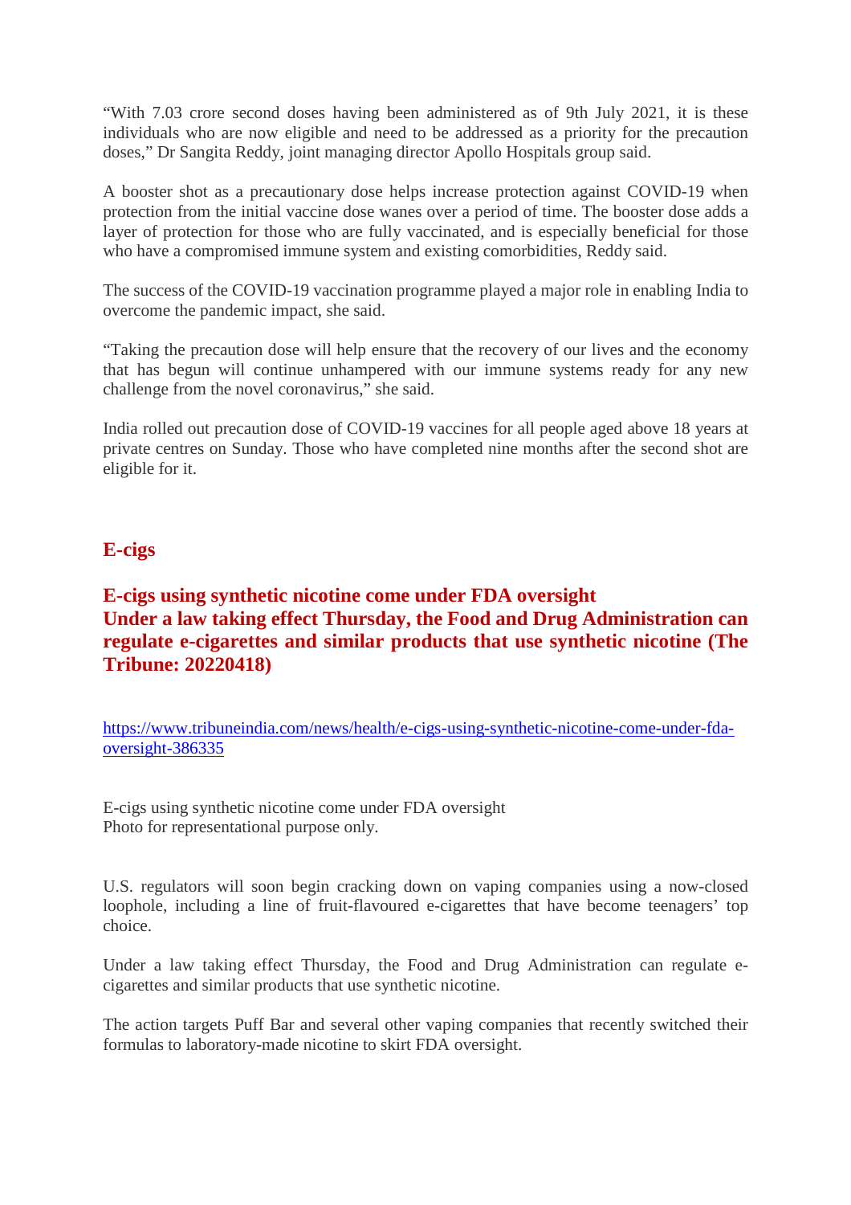"With 7.03 crore second doses having been administered as of 9th July 2021, it is these individuals who are now eligible and need to be addressed as a priority for the precaution doses," Dr Sangita Reddy, joint managing director Apollo Hospitals group said.

A booster shot as a precautionary dose helps increase protection against COVID-19 when protection from the initial vaccine dose wanes over a period of time. The booster dose adds a layer of protection for those who are fully vaccinated, and is especially beneficial for those who have a compromised immune system and existing comorbidities, Reddy said.

The success of the COVID-19 vaccination programme played a major role in enabling India to overcome the pandemic impact, she said.

"Taking the precaution dose will help ensure that the recovery of our lives and the economy that has begun will continue unhampered with our immune systems ready for any new challenge from the novel coronavirus," she said.

India rolled out precaution dose of COVID-19 vaccines for all people aged above 18 years at private centres on Sunday. Those who have completed nine months after the second shot are eligible for it.

## E-cigs

### E-cigs using synthetic nicotine come under FDA oversight
### Under a law taking effect Thursday, the Food and Drug Administration can regulate e-cigarettes and similar products that use synthetic nicotine (The Tribune: 20220418)

https://www.tribuneindia.com/news/health/e-cigs-using-synthetic-nicotine-come-under-fda-oversight-386335

E-cigs using synthetic nicotine come under FDA oversight
Photo for representational purpose only.

U.S. regulators will soon begin cracking down on vaping companies using a now-closed loophole, including a line of fruit-flavoured e-cigarettes that have become teenagers' top choice.

Under a law taking effect Thursday, the Food and Drug Administration can regulate e-cigarettes and similar products that use synthetic nicotine.

The action targets Puff Bar and several other vaping companies that recently switched their formulas to laboratory-made nicotine to skirt FDA oversight.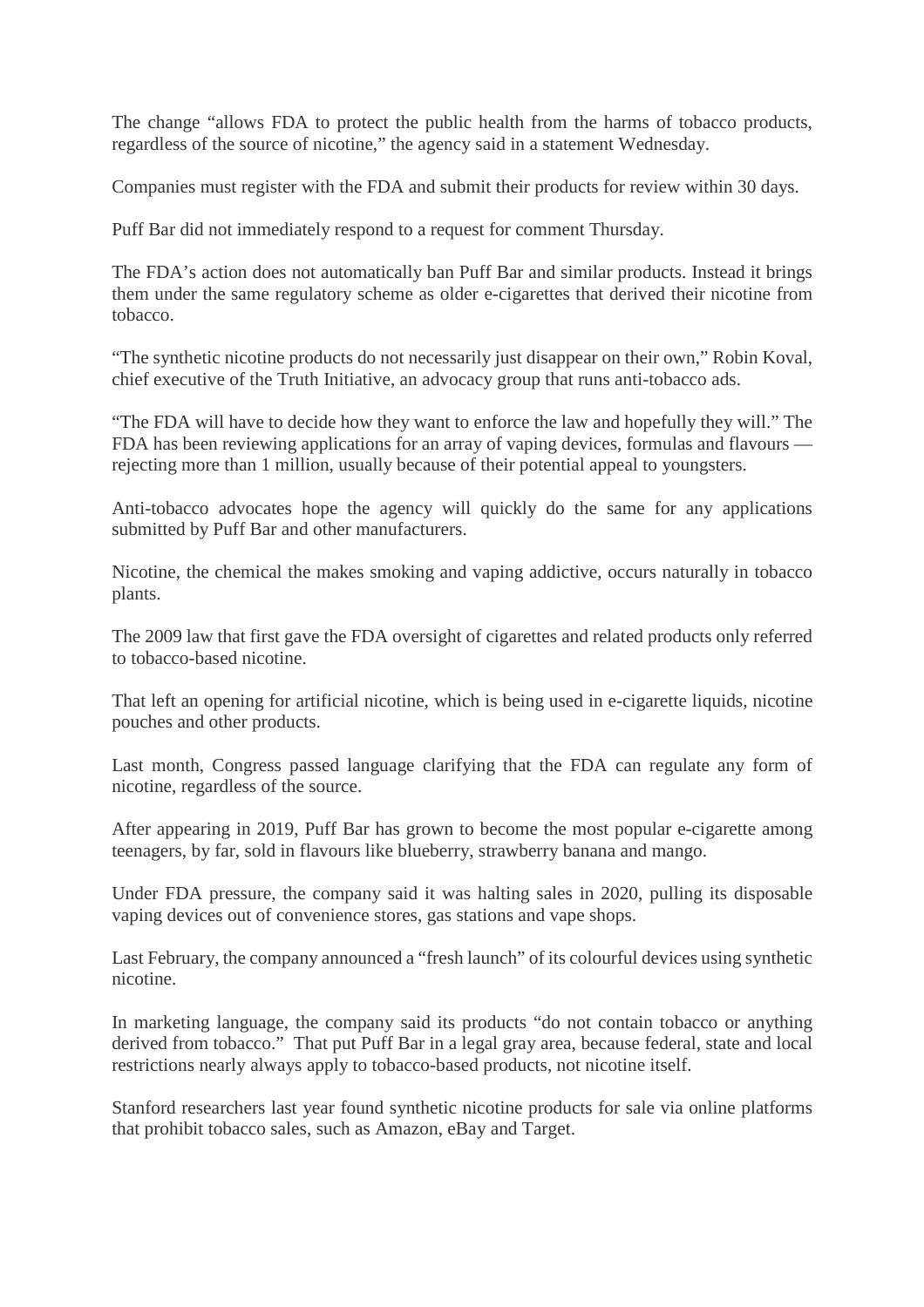The change "allows FDA to protect the public health from the harms of tobacco products, regardless of the source of nicotine," the agency said in a statement Wednesday.

Companies must register with the FDA and submit their products for review within 30 days.

Puff Bar did not immediately respond to a request for comment Thursday.

The FDA's action does not automatically ban Puff Bar and similar products. Instead it brings them under the same regulatory scheme as older e-cigarettes that derived their nicotine from tobacco.

"The synthetic nicotine products do not necessarily just disappear on their own," Robin Koval, chief executive of the Truth Initiative, an advocacy group that runs anti-tobacco ads.

"The FDA will have to decide how they want to enforce the law and hopefully they will." The FDA has been reviewing applications for an array of vaping devices, formulas and flavours — rejecting more than 1 million, usually because of their potential appeal to youngsters.

Anti-tobacco advocates hope the agency will quickly do the same for any applications submitted by Puff Bar and other manufacturers.

Nicotine, the chemical the makes smoking and vaping addictive, occurs naturally in tobacco plants.

The 2009 law that first gave the FDA oversight of cigarettes and related products only referred to tobacco-based nicotine.

That left an opening for artificial nicotine, which is being used in e-cigarette liquids, nicotine pouches and other products.

Last month, Congress passed language clarifying that the FDA can regulate any form of nicotine, regardless of the source.

After appearing in 2019, Puff Bar has grown to become the most popular e-cigarette among teenagers, by far, sold in flavours like blueberry, strawberry banana and mango.

Under FDA pressure, the company said it was halting sales in 2020, pulling its disposable vaping devices out of convenience stores, gas stations and vape shops.

Last February, the company announced a "fresh launch" of its colourful devices using synthetic nicotine.

In marketing language, the company said its products "do not contain tobacco or anything derived from tobacco." That put Puff Bar in a legal gray area, because federal, state and local restrictions nearly always apply to tobacco-based products, not nicotine itself.

Stanford researchers last year found synthetic nicotine products for sale via online platforms that prohibit tobacco sales, such as Amazon, eBay and Target.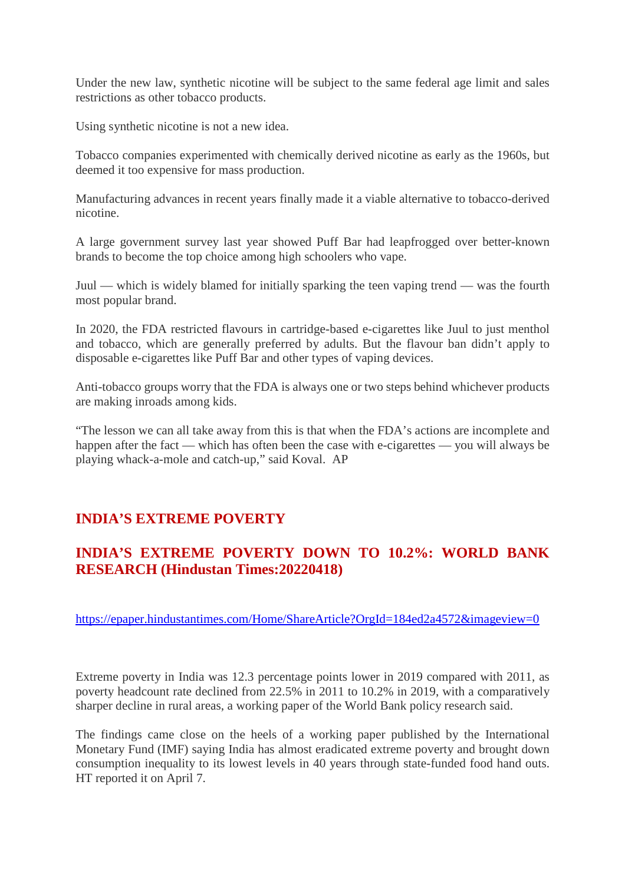Under the new law, synthetic nicotine will be subject to the same federal age limit and sales restrictions as other tobacco products.

Using synthetic nicotine is not a new idea.

Tobacco companies experimented with chemically derived nicotine as early as the 1960s, but deemed it too expensive for mass production.

Manufacturing advances in recent years finally made it a viable alternative to tobacco-derived nicotine.

A large government survey last year showed Puff Bar had leapfrogged over better-known brands to become the top choice among high schoolers who vape.

Juul — which is widely blamed for initially sparking the teen vaping trend — was the fourth most popular brand.

In 2020, the FDA restricted flavours in cartridge-based e-cigarettes like Juul to just menthol and tobacco, which are generally preferred by adults. But the flavour ban didn't apply to disposable e-cigarettes like Puff Bar and other types of vaping devices.

Anti-tobacco groups worry that the FDA is always one or two steps behind whichever products are making inroads among kids.

"The lesson we can all take away from this is that when the FDA's actions are incomplete and happen after the fact — which has often been the case with e-cigarettes — you will always be playing whack-a-mole and catch-up," said Koval. AP

## INDIA'S EXTREME POVERTY

## INDIA'S EXTREME POVERTY DOWN TO 10.2%: WORLD BANK RESEARCH (Hindustan Times:20220418)

https://epaper.hindustantimes.com/Home/ShareArticle?OrgId=184ed2a4572&imageview=0

Extreme poverty in India was 12.3 percentage points lower in 2019 compared with 2011, as poverty headcount rate declined from 22.5% in 2011 to 10.2% in 2019, with a comparatively sharper decline in rural areas, a working paper of the World Bank policy research said.

The findings came close on the heels of a working paper published by the International Monetary Fund (IMF) saying India has almost eradicated extreme poverty and brought down consumption inequality to its lowest levels in 40 years through state-funded food hand outs. HT reported it on April 7.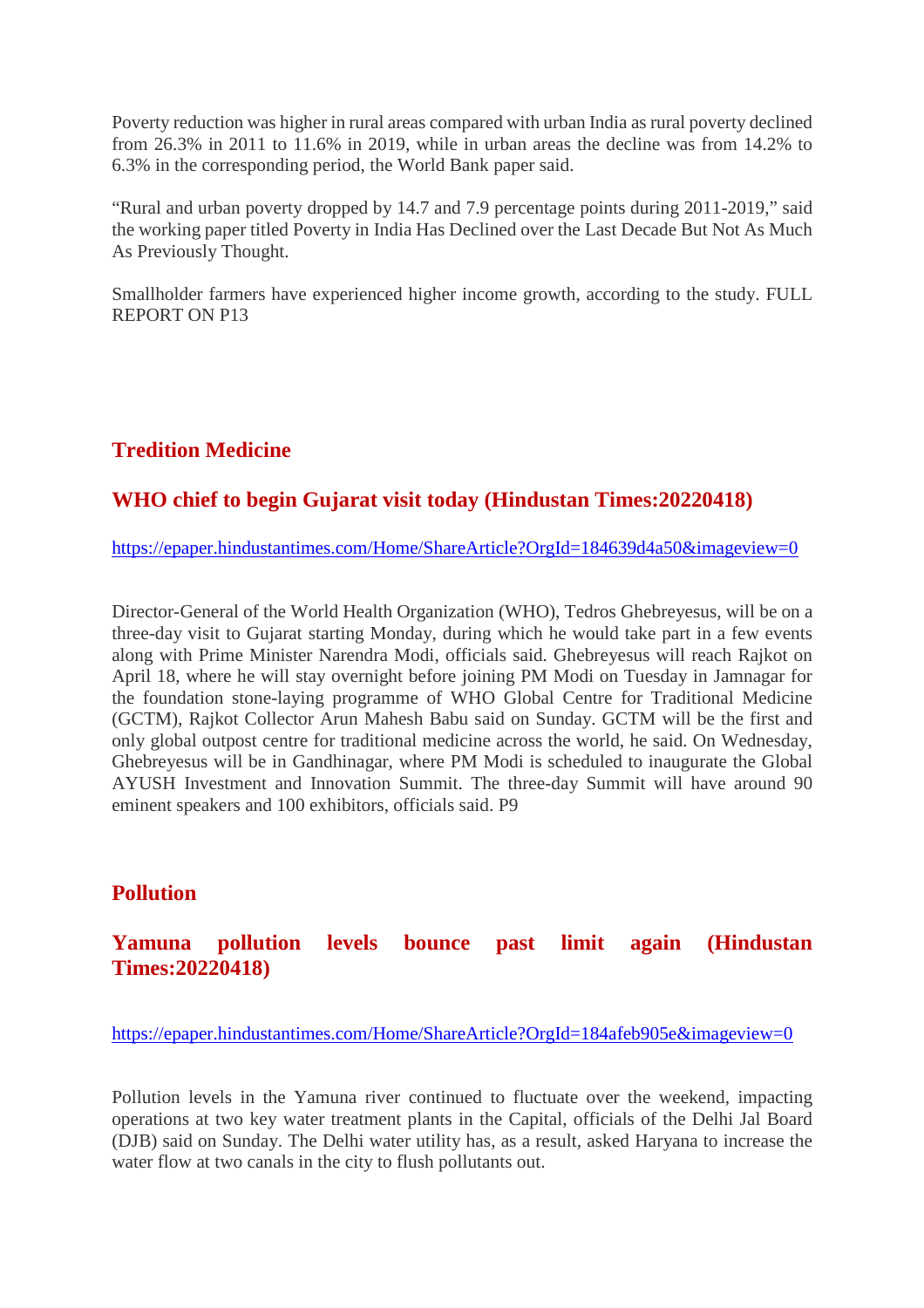Poverty reduction was higher in rural areas compared with urban India as rural poverty declined from 26.3% in 2011 to 11.6% in 2019, while in urban areas the decline was from 14.2% to 6.3% in the corresponding period, the World Bank paper said.

"Rural and urban poverty dropped by 14.7 and 7.9 percentage points during 2011-2019," said the working paper titled Poverty in India Has Declined over the Last Decade But Not As Much As Previously Thought.

Smallholder farmers have experienced higher income growth, according to the study. FULL REPORT ON P13

## Tredition Medicine

### WHO chief to begin Gujarat visit today (Hindustan Times:20220418)

https://epaper.hindustantimes.com/Home/ShareArticle?OrgId=184639d4a50&imageview=0

Director-General of the World Health Organization (WHO), Tedros Ghebreyesus, will be on a three-day visit to Gujarat starting Monday, during which he would take part in a few events along with Prime Minister Narendra Modi, officials said. Ghebreyesus will reach Rajkot on April 18, where he will stay overnight before joining PM Modi on Tuesday in Jamnagar for the foundation stone-laying programme of WHO Global Centre for Traditional Medicine (GCTM), Rajkot Collector Arun Mahesh Babu said on Sunday. GCTM will be the first and only global outpost centre for traditional medicine across the world, he said. On Wednesday, Ghebreyesus will be in Gandhinagar, where PM Modi is scheduled to inaugurate the Global AYUSH Investment and Innovation Summit. The three-day Summit will have around 90 eminent speakers and 100 exhibitors, officials said. P9

## Pollution

### Yamuna pollution levels bounce past limit again (Hindustan Times:20220418)

https://epaper.hindustantimes.com/Home/ShareArticle?OrgId=184afeb905e&imageview=0

Pollution levels in the Yamuna river continued to fluctuate over the weekend, impacting operations at two key water treatment plants in the Capital, officials of the Delhi Jal Board (DJB) said on Sunday. The Delhi water utility has, as a result, asked Haryana to increase the water flow at two canals in the city to flush pollutants out.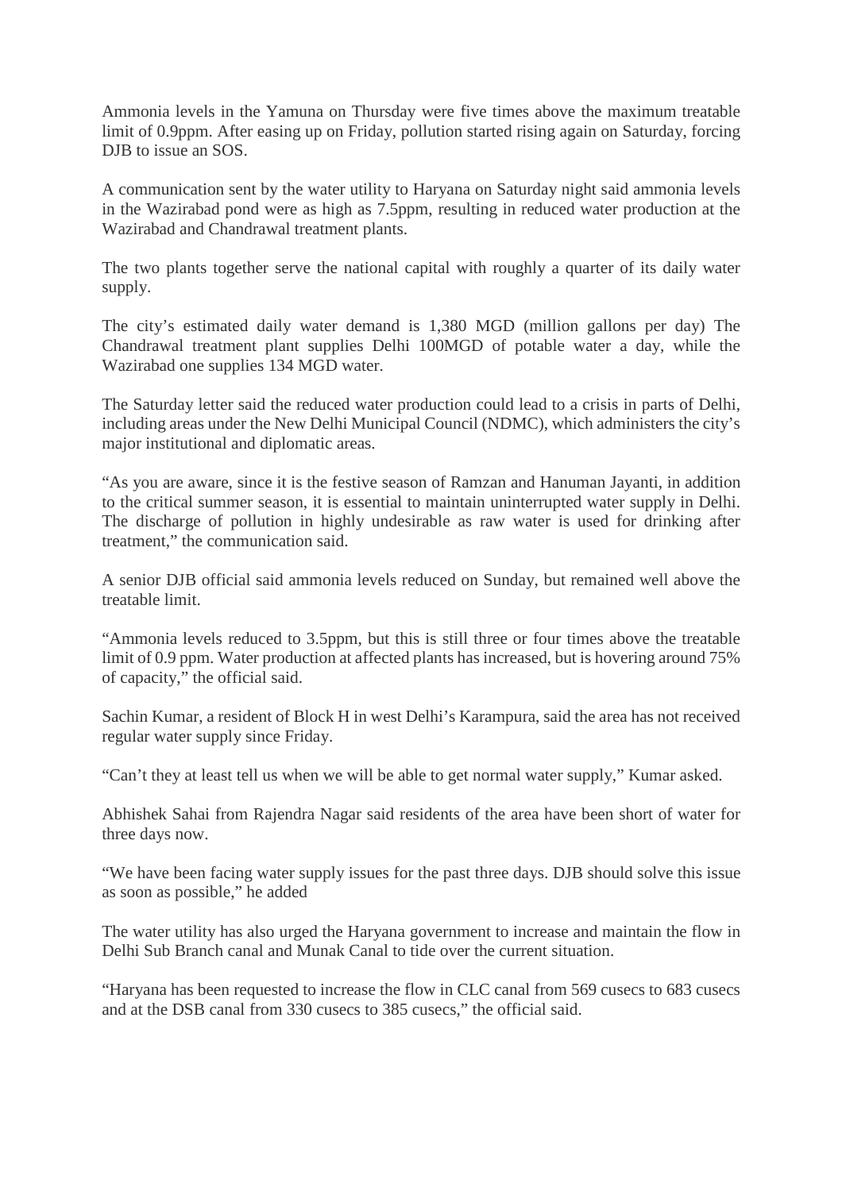Ammonia levels in the Yamuna on Thursday were five times above the maximum treatable limit of 0.9ppm. After easing up on Friday, pollution started rising again on Saturday, forcing DJB to issue an SOS.

A communication sent by the water utility to Haryana on Saturday night said ammonia levels in the Wazirabad pond were as high as 7.5ppm, resulting in reduced water production at the Wazirabad and Chandrawal treatment plants.

The two plants together serve the national capital with roughly a quarter of its daily water supply.

The city's estimated daily water demand is 1,380 MGD (million gallons per day) The Chandrawal treatment plant supplies Delhi 100MGD of potable water a day, while the Wazirabad one supplies 134 MGD water.

The Saturday letter said the reduced water production could lead to a crisis in parts of Delhi, including areas under the New Delhi Municipal Council (NDMC), which administers the city's major institutional and diplomatic areas.

"As you are aware, since it is the festive season of Ramzan and Hanuman Jayanti, in addition to the critical summer season, it is essential to maintain uninterrupted water supply in Delhi. The discharge of pollution in highly undesirable as raw water is used for drinking after treatment," the communication said.

A senior DJB official said ammonia levels reduced on Sunday, but remained well above the treatable limit.

"Ammonia levels reduced to 3.5ppm, but this is still three or four times above the treatable limit of 0.9 ppm. Water production at affected plants has increased, but is hovering around 75% of capacity," the official said.

Sachin Kumar, a resident of Block H in west Delhi's Karampura, said the area has not received regular water supply since Friday.

"Can't they at least tell us when we will be able to get normal water supply," Kumar asked.

Abhishek Sahai from Rajendra Nagar said residents of the area have been short of water for three days now.

"We have been facing water supply issues for the past three days. DJB should solve this issue as soon as possible," he added

The water utility has also urged the Haryana government to increase and maintain the flow in Delhi Sub Branch canal and Munak Canal to tide over the current situation.

"Haryana has been requested to increase the flow in CLC canal from 569 cusecs to 683 cusecs and at the DSB canal from 330 cusecs to 385 cusecs," the official said.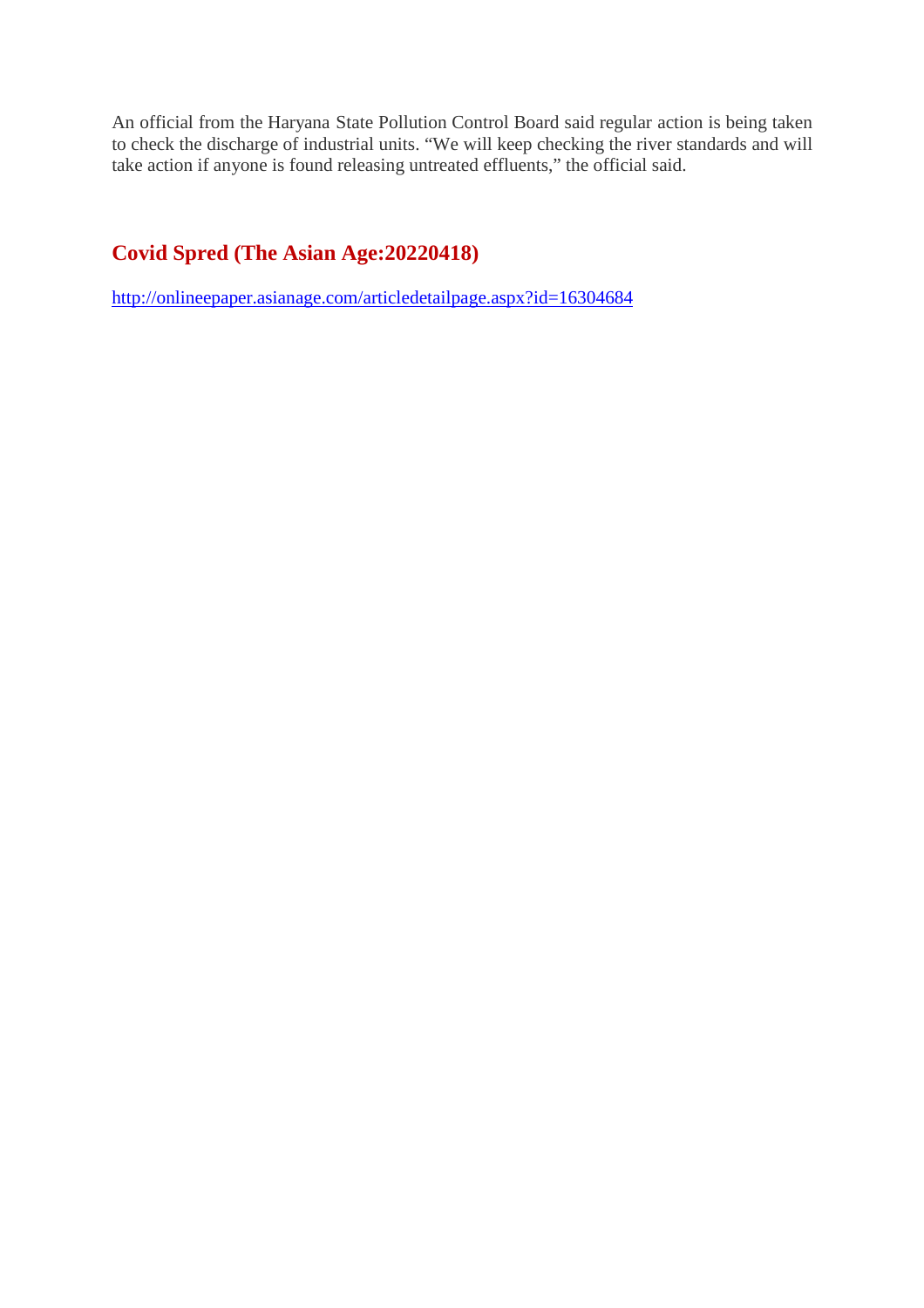An official from the Haryana State Pollution Control Board said regular action is being taken to check the discharge of industrial units. “We will keep checking the river standards and will take action if anyone is found releasing untreated effluents,” the official said.

## Covid Spred (The Asian Age:20220418)

http://onlineepaper.asianage.com/articledetailpage.aspx?id=16304684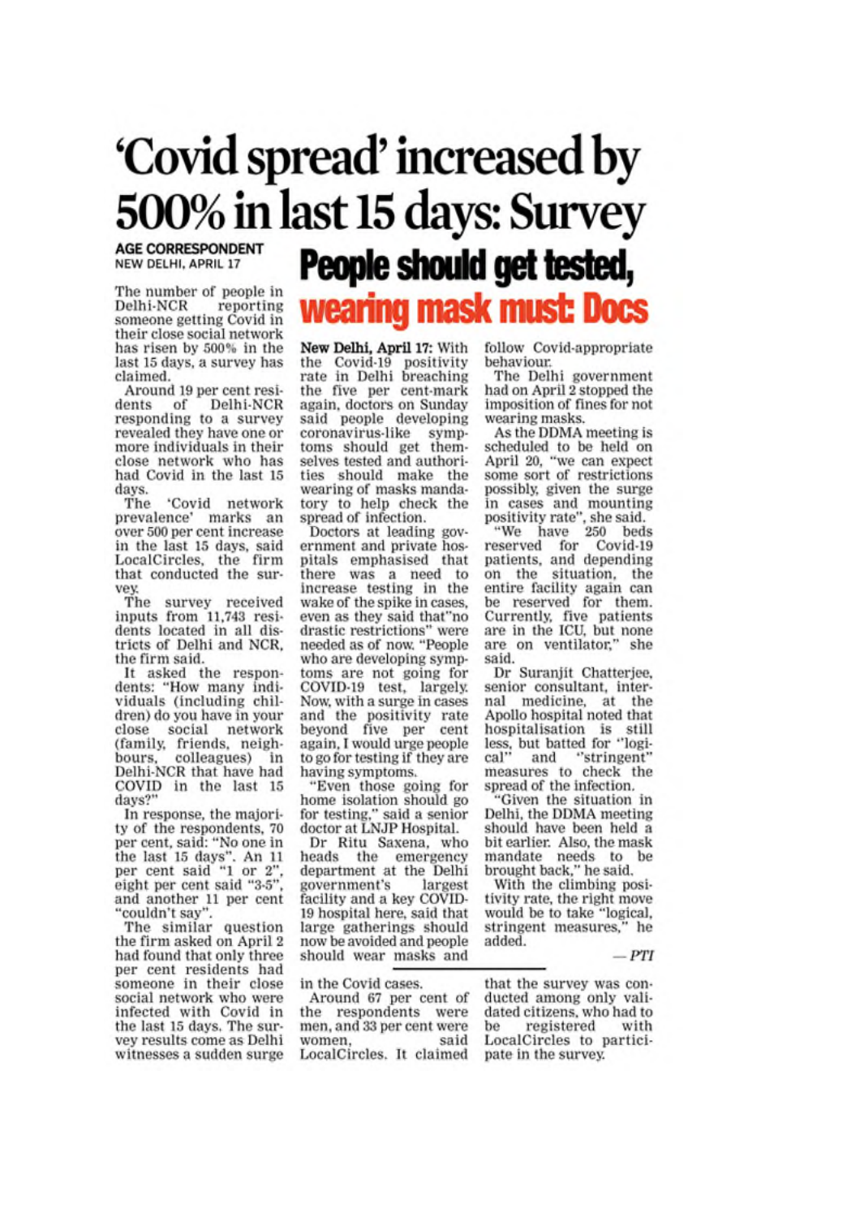# 'Covid spread' increased by 500% in last 15 days: Survey

AGE CORRESPONDENT
NEW DELHI, APRIL 17

The number of people in Delhi-NCR reporting someone getting Covid in their close social network has risen by 500% in the last 15 days, a survey has claimed.

Around 19 per cent residents of Delhi-NCR responding to a survey revealed they have one or more individuals in their close network who has had Covid in the last 15 days.

The 'Covid network prevalence' marks an over 500 per cent increase in the last 15 days, said LocalCircles, the firm that conducted the survey.

The survey received inputs from 11,743 residents located in all districts of Delhi and NCR, the firm said.

It asked the respondents: "How many individuals (including children) do you have in your close social network (family, friends, neighbours, colleagues) in Delhi-NCR that have had COVID in the last 15 days?"

In response, the majority of the respondents, 70 per cent, said: "No one in the last 15 days". An 11 per cent said "1 or 2", eight per cent said "3-5", and another 11 per cent "couldn't say".

The similar question the firm asked on April 2 had found that only three per cent residents had someone in their close social network who were infected with Covid in the last 15 days. The survey results come as Delhi witnesses a sudden surge in the Covid cases.

Around 67 per cent of the respondents were men, and 33 per cent were women, said LocalCircles. It claimed that the survey was conducted among only validated citizens, who had to be registered with LocalCircles to participate in the survey.

## People should get tested, wearing mask must: Docs

New Delhi, April 17: With the Covid-19 positivity rate in Delhi breaching the five per cent-mark again, doctors on Sunday said people developing coronavirus-like symptoms should get themselves tested and authorities should make the wearing of masks mandatory to help check the spread of infection.

Doctors at leading government and private hospitals emphasised that there was a need to increase testing in the wake of the spike in cases, even as they said that"no drastic restrictions" were needed as of now. "People who are developing symptoms are not going for COVID-19 test, largely. Now, with a surge in cases and the positivity rate beyond five per cent again, I would urge people to go for testing if they are having symptoms.

"Even those going for home isolation should go for testing," said a senior doctor at LNJP Hospital.

Dr Ritu Saxena, who heads the emergency department at the Delhi government's largest facility and a key COVID-19 hospital here, said that large gatherings should now be avoided and people should wear masks and follow Covid-appropriate behaviour.

The Delhi government had on April 2 stopped the imposition of fines for not wearing masks.

As the DDMA meeting is scheduled to be held on April 20, "we can expect some sort of restrictions possibly, given the surge in cases and mounting positivity rate", she said.

"We have 250 beds reserved for Covid-19 patients, and depending on the situation, the entire facility again can be reserved for them. Currently, five patients are in the ICU, but none are on ventilator," she said.

Dr Suranjit Chatterjee, senior consultant, internal medicine, at the Apollo hospital noted that hospitalisation is still less, but batted for "logical" and "stringent" measures to check the spread of the infection.

"Given the situation in Delhi, the DDMA meeting should have been held a bit earlier. Also, the mask mandate needs to be brought back," he said.

With the climbing positivity rate, the right move would be to take "logical, stringent measures," he added.

— PTI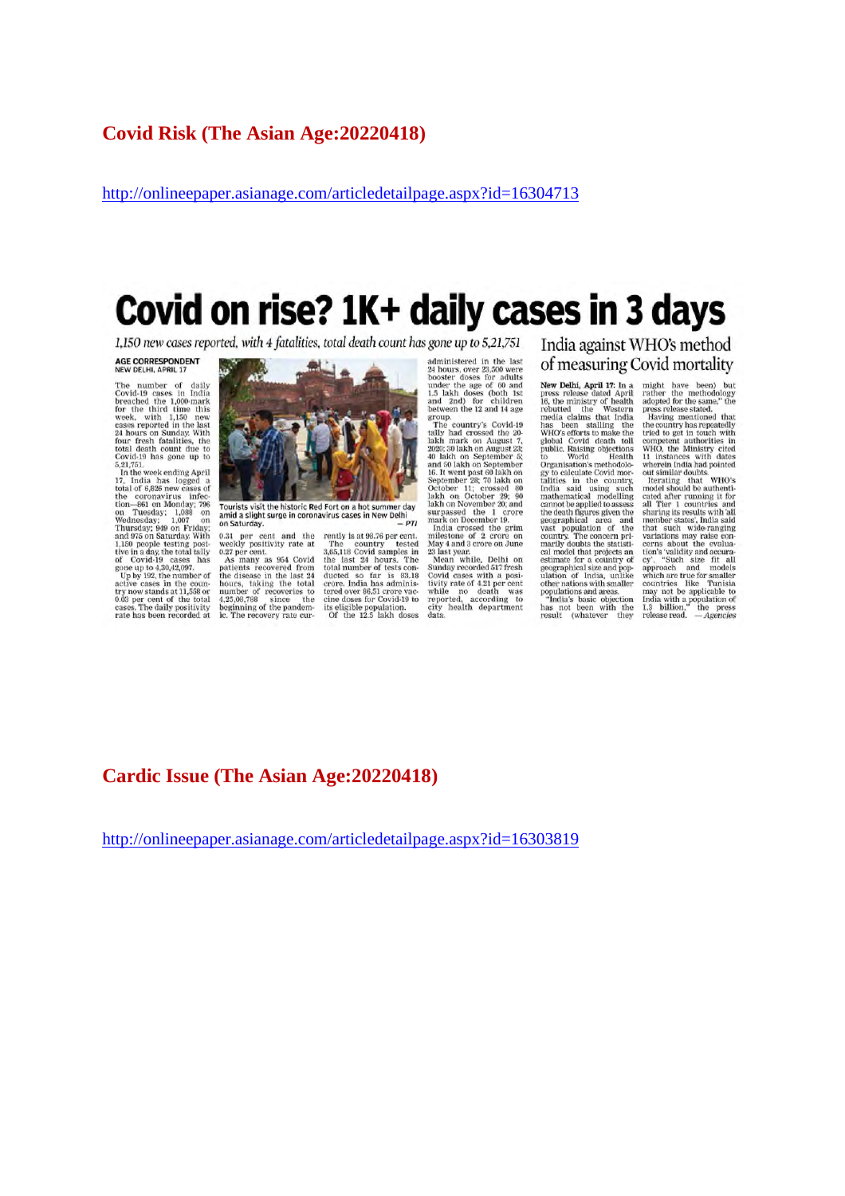## Covid Risk (The Asian Age:20220418)

http://onlineepaper.asianage.com/articledetailpage.aspx?id=16304713

# Covid on rise? 1K+ daily cases in 3 days

*1,150 new cases reported, with 4 fatalities, total death count has gone up to 5,21,751*

AGE CORRESPONDENT
NEW DELHI, APRIL 17

The number of daily Covid-19 cases in India breached the 1,000-mark for the third time this week, with 1,150 new cases reported in the last 24 hours on Sunday. With four fresh fatalities, the total death count due to Covid-19 has gone up to 5,21,751.

In the week ending April 17, India has logged a total of 6,626 new cases of the coronavirus infection—861 on Monday; 796 on Tuesday; 1,088 on Wednesday; 1,007 on Thursday; 949 on Friday; and 975 on Saturday. With 1,150 people testing positive in a day, the total tally of Covid-19 cases has gone up to 4,30,42,097.

Up by 192, the number of active cases in the country now stands at 11,558 or 0.03 per cent of the total cases. The daily positivity rate has been recorded at 0.31 per cent and the weekly positivity rate at 0.27 per cent.

As many as 954 Covid patients recovered from the disease in the last 24 hours, taking the total number of recoveries to 4,25,08,788 since the beginning of the pandemic. The recovery rate currently is at 98.76 per cent.

The country tested 3,65,118 Covid samples in the last 24 hours. The total number of tests conducted so far is 83.18 crore. India has administered over 86.51 crore vaccine doses for Covid-19 to its eligible population.

Of the 12.5 lakh doses administered in the last 24 hours, over 23,500 were booster doses for adults under the age of 60 and 1.5 lakh doses (both 1st and 2nd) for children between the 12 and 14 age group.

The country's Covid-19 tally had crossed the 20-lakh mark on August 7, 2020; 30 lakh on August 23; 40 lakh on September 5; and 50 lakh on September 16. It went past 60 lakh on September 28; 70 lakh on October 11; crossed 80 lakh on October 29; 90 lakh on November 20; and surpassed the 1 crore mark on December 19.

India crossed the grim milestone of 2 crore on May 4 and 3 crore on June 23 last year.

Mean while, Delhi on Sunday recorded 517 fresh Covid cases with a positivity rate of 4.21 per cent while no death was reported, according to city health department data.

Tourists visit the historic Red Fort on a hot summer day amid a slight surge in coronavirus cases in New Delhi on Saturday. — PTI

## India against WHO's method of measuring Covid mortality

**New Delhi, April 17:** In a press release dated April 16, the ministry of health rebutted the Western media claims that India has been stalling the WHO's efforts to make the global Covid death toll public. Raising objections to World Health Organisation's methodology to calculate Covid mortalities in the country, India said using such mathematical modelling cannot be applied to assess the death figures given the geographical area and vast population of the country. The concern primarily doubts the statistical model that projects an estimate for a country of geographical size and population of India, unlike other nations with smaller populations and areas.

"India's basic objection has not been with the result (whatever they might have been) but rather the methodology adopted for the same," the press release stated.

Having mentioned that the country has repeatedly tried to get in touch with competent authorities in WHO, the Ministry cited 11 instances with dates wherein India had pointed out similar doubts.

Iterating that WHO's model should be authenticated after running it for all Tier 1 countries and sharing its results with 'all member states', India said that such wide-ranging variations may raise concerns about the evaluation's 'validity and accuracy'. "Such size fit all approach and models which are true for smaller countries like Tunisia may not be applicable to India with a population of 1.3 billion," the press release read. — *Agencies*

## Cardic Issue (The Asian Age:20220418)

http://onlineepaper.asianage.com/articledetailpage.aspx?id=16303819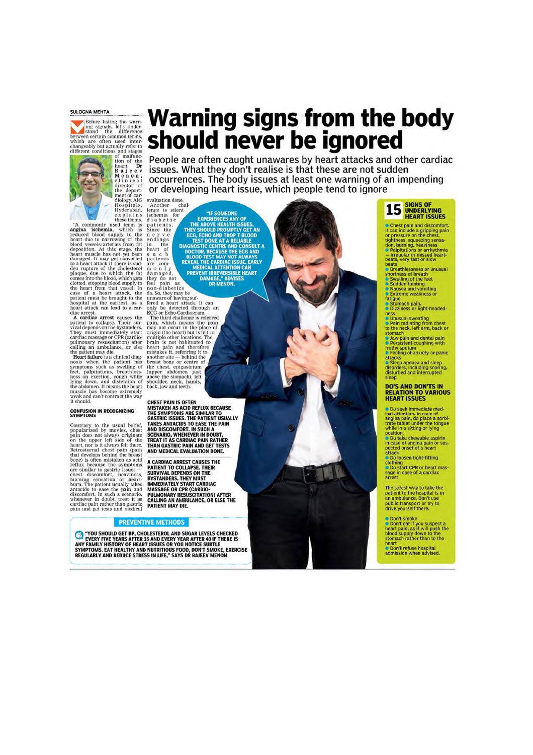SULOGNA MEHTA

# Warning signs from the body should never be ignored

People are often caught unawares by heart attacks and other cardiac issues. What they don't realise is that these are not sudden occurrences. The body issues at least one warning of an impending or developing heart issue, which people tend to ignore

Before listing the warning signals, let's understand the difference between certain common terms, which are often used interchangeably but actually refer to different conditions and stages of malfunction of the heart. Dr Rajeev Menon, clinical director of the department of cardiology, AIG Hospitals, Hyderabad, explains these terms.

"A commonly used term is **angina ischemia**, which is reduced blood supply to the heart due to narrowing of the blood vessels/arteries from fat deposition. At this stage, the heart muscle has not yet been damaged. It may get converted to a heart attack if there is sudden rupture of the cholesterol plaque, due to which the fat comes into the blood, which gets clotted, stopping blood supply to the heart from that vessel. In case of a heart attack, the patient must be brought to the hospital at the earliest, as a heart attack can lead to a cardiac arrest.

**A cardiac arrest** causes the patient to collapse. Their survival depends on the bystanders. They must immediately start cardiac massage or CPR (cardiopulmonary resuscitation) after calling an ambulance, or else the patient may die.

**Heart failure** is a clinical diagnosis when the patient has symptoms such as swelling of feet, palpitations, breathlessness on exertion, cough while lying down, and distention of the abdomen. It means the heart muscle has become extremely weak and can't contract the way it should.

## CONFUSION IN RECOGNIZING SYMPTOMS

Contrary to the usual belief, popularized by movies, chest pain does not always originate on the upper left side of the heart, nor is it always felt there. Retrosternal chest pain (pain that develops behind the breast bone) is often mistaken as acid reflux because the symptoms are similar to gastric issues — chest discomfort, heaviness, burning sensation or heartburn. The patient usually takes antacids to ease the pain and discomfort. In such a scenario, whenever in doubt, treat it as cardiac pain rather than gastric pain and get tests and medical evaluation done.

Another challenge is silent ischemia for diabetic patients. Since the nerve endings in the heart of such patients are commonly damaged, they do not feel pain as non-diabetics do. So, they may be unaware of having suffered a heart attack. It can only be detected through an ECG or Echo-Cardiogram.

The third challenge is referred pain, which means the pain may not occur in the place of origin (the heart) but is felt in multiple other locations. The brain is not habituated to heart pain and therefore mistakes it, referring it to another site — behind the breast bone or centre of the chest, epigastrium (upper abdomen just above the stomach), left shoulder, neck, hands, back, jaw and teeth.

**"IF SOMEONE EXPERIENCES ANY OF THE ABOVE HEALTH ISSUES, THEY SHOULD PROMPTLY GET AN ECG, ECHO AND TROP T BLOOD TEST DONE AT A RELIABLE DIAGNOSTIC CENTRE AND CONSULT A DOCTOR, BECAUSE THE ECG AND BLOOD TEST MAY NOT ALWAYS REVEAL THE CARDIAC ISSUE. EARLY MEDICAL ATTENTION CAN PREVENT IRREVERSIBLE HEART DAMAGE," ADVISES DR MENON.**

**CHEST PAIN IS OFTEN MISTAKEN AS ACID REFLUX BECAUSE THE SYMPTOMS ARE SIMILAR TO GASTRIC ISSUES. THE PATIENT USUALLY TAKES ANTACIDS TO EASE THE PAIN AND DISCOMFORT. IN SUCH A SCENARIO, WHENEVER IN DOUBT, TREAT IT AS CARDIAC PAIN RATHER THAN GASTRIC PAIN AND GET TESTS AND MEDICAL EVALUATION DONE.**

**A CARDIAC ARREST CAUSES THE PATIENT TO COLLAPSE. THEIR SURVIVAL DEPENDS ON THE BYSTANDERS. THEY MUST IMMEDIATELY START CARDIAC MASSAGE OR CPR (CARDIO-PULMONARY RESUSCITATION) AFTER CALLING AN AMBULANCE, OR ELSE THE PATIENT MAY DIE.**

## PREVENTIVE METHODS

**"YOU SHOULD GET BP, CHOLESTEROL AND SUGAR LEVELS CHECKED EVERY FIVE YEARS AFTER 35 AND EVERY YEAR AFTER 40 IF THERE IS ANY FAMILY HISTORY OF HEART ISSUES OR YOU NOTICE SUBTLE SYMPTOMS. EAT HEALTHY AND NUTRITIOUS FOOD, DON'T SMOKE, EXERCISE REGULARLY AND REDUCE STRESS IN LIFE," SAYS DR RAJEEV MENON**

## 15 SIGNS OF UNDERLYING HEART ISSUES

- Chest pain and discomfort. It can include a gripping pain or pressure on the chest, tightness, squeezing sensation, burning, heaviness
- Palpitations or arrhythmia — irregular or missed heartbeats, very fast or slow beats
- Breathlessness or unusual shortness of breath
- Swelling of the feet
- Sudden fainting
- Nausea and vomiting
- Extreme weakness or fatigue
- Stomach pain.
- Dizziness or light-headedness
- Unusual sweating
- Pain radiating from chest to the neck, left arm, back or stomach
- Jaw pain and dental pain
- Persistent coughing with frothy sputum
- Feeling of anxiety or panic attacks
- Sleep apnoea and sleep disorders, including snoring, disturbed and interrupted sleep

## DO'S AND DON'TS IN RELATION TO VARIOUS HEART ISSUES

- Do seek immediate medical attention. In case of angina pain, do place a sorbitrate tablet under the tongue while in a sitting or lying position.
- Do take chewable aspirin in case of angina pain or suspected onset of a heart attack
- Do loosen tight-fitting clothing
- Do start CPR or heart massage in case of a cardiac arrest

The safest way to take the patient to the hospital is in an ambulance. Don't use public transport or try to drive yourself there.

- Don't smoke
- Don't eat if you suspect a heart pain, as it will push the blood supply down to the stomach rather than to the heart
- Don't refuse hospital admission when advised.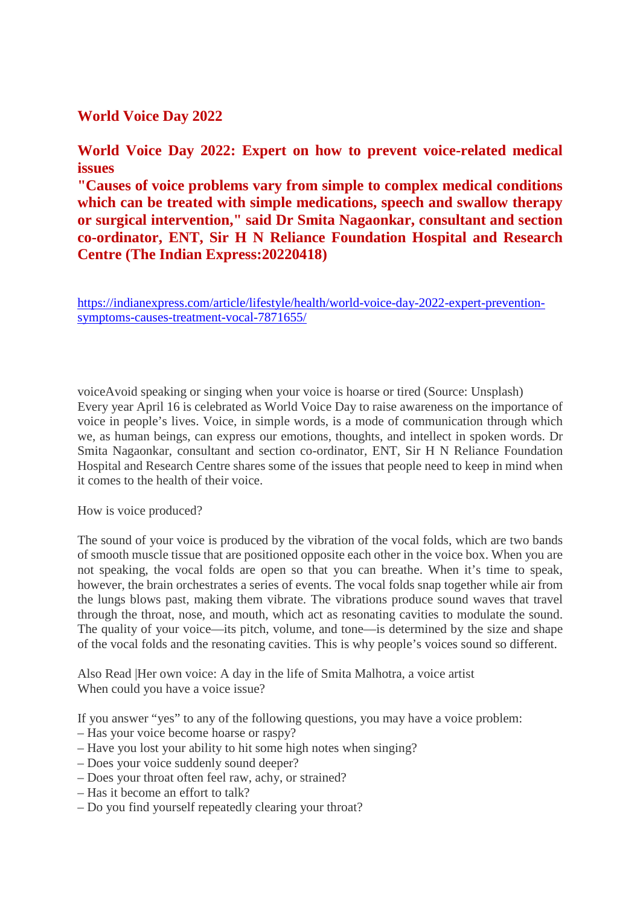## World Voice Day 2022

**World Voice Day 2022: Expert on how to prevent voice-related medical issues**
**"Causes of voice problems vary from simple to complex medical conditions which can be treated with simple medications, speech and swallow therapy or surgical intervention," said Dr Smita Nagaonkar, consultant and section co-ordinator, ENT, Sir H N Reliance Foundation Hospital and Research Centre (The Indian Express:20220418)**

https://indianexpress.com/article/lifestyle/health/world-voice-day-2022-expert-prevention-symptoms-causes-treatment-vocal-7871655/

voiceAvoid speaking or singing when your voice is hoarse or tired (Source: Unsplash)
Every year April 16 is celebrated as World Voice Day to raise awareness on the importance of voice in people's lives. Voice, in simple words, is a mode of communication through which we, as human beings, can express our emotions, thoughts, and intellect in spoken words. Dr Smita Nagaonkar, consultant and section co-ordinator, ENT, Sir H N Reliance Foundation Hospital and Research Centre shares some of the issues that people need to keep in mind when it comes to the health of their voice.

How is voice produced?

The sound of your voice is produced by the vibration of the vocal folds, which are two bands of smooth muscle tissue that are positioned opposite each other in the voice box. When you are not speaking, the vocal folds are open so that you can breathe. When it's time to speak, however, the brain orchestrates a series of events. The vocal folds snap together while air from the lungs blows past, making them vibrate. The vibrations produce sound waves that travel through the throat, nose, and mouth, which act as resonating cavities to modulate the sound. The quality of your voice—its pitch, volume, and tone—is determined by the size and shape of the vocal folds and the resonating cavities. This is why people's voices sound so different.

Also Read |Her own voice: A day in the life of Smita Malhotra, a voice artist
When could you have a voice issue?

If you answer "yes" to any of the following questions, you may have a voice problem:
– Has your voice become hoarse or raspy?
– Have you lost your ability to hit some high notes when singing?
– Does your voice suddenly sound deeper?
– Does your throat often feel raw, achy, or strained?
– Has it become an effort to talk?
– Do you find yourself repeatedly clearing your throat?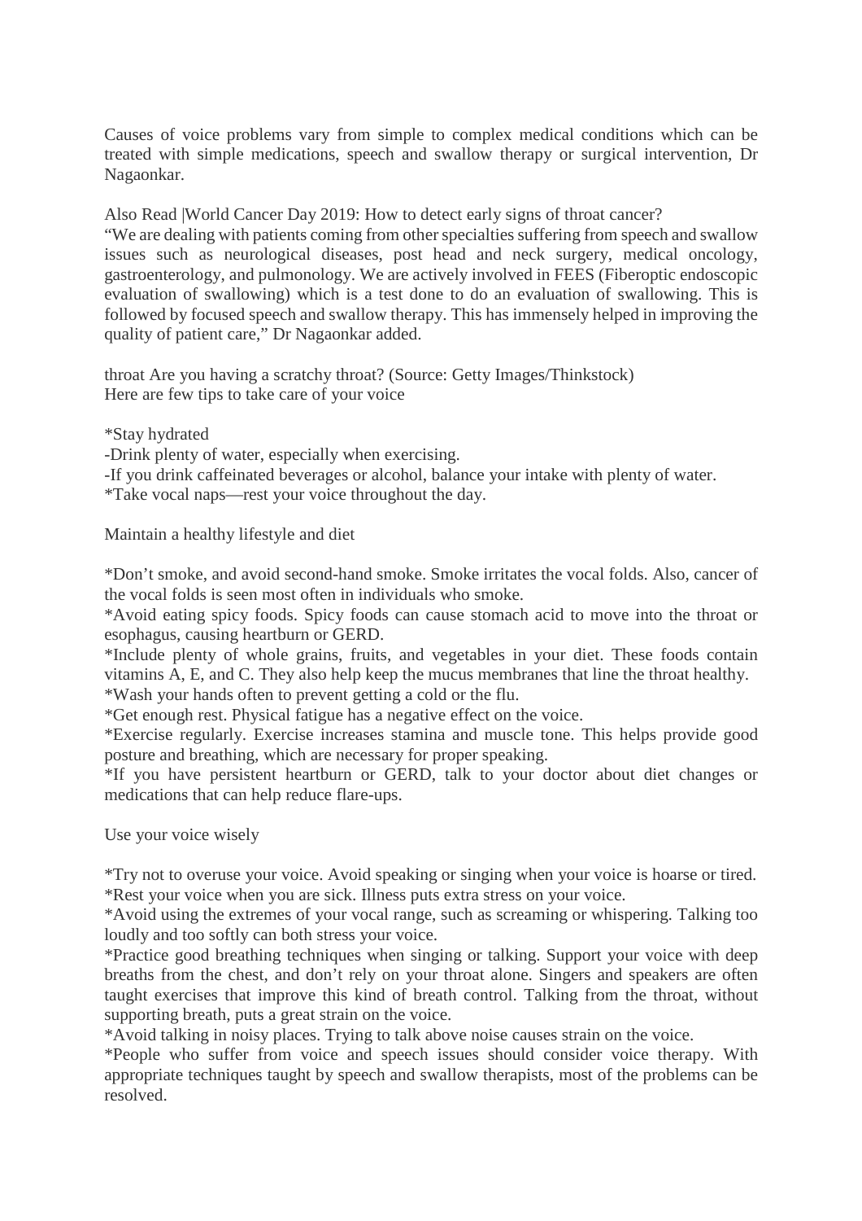Causes of voice problems vary from simple to complex medical conditions which can be treated with simple medications, speech and swallow therapy or surgical intervention, Dr Nagaonkar.

Also Read |World Cancer Day 2019: How to detect early signs of throat cancer?
“We are dealing with patients coming from other specialties suffering from speech and swallow issues such as neurological diseases, post head and neck surgery, medical oncology, gastroenterology, and pulmonology. We are actively involved in FEES (Fiberoptic endoscopic evaluation of swallowing) which is a test done to do an evaluation of swallowing. This is followed by focused speech and swallow therapy. This has immensely helped in improving the quality of patient care,” Dr Nagaonkar added.

throat Are you having a scratchy throat? (Source: Getty Images/Thinkstock)
Here are few tips to take care of your voice

*Stay hydrated
-Drink plenty of water, especially when exercising.
-If you drink caffeinated beverages or alcohol, balance your intake with plenty of water.
*Take vocal naps—rest your voice throughout the day.

Maintain a healthy lifestyle and diet

*Don’t smoke, and avoid second-hand smoke. Smoke irritates the vocal folds. Also, cancer of the vocal folds is seen most often in individuals who smoke.
*Avoid eating spicy foods. Spicy foods can cause stomach acid to move into the throat or esophagus, causing heartburn or GERD.
*Include plenty of whole grains, fruits, and vegetables in your diet. These foods contain vitamins A, E, and C. They also help keep the mucus membranes that line the throat healthy.
*Wash your hands often to prevent getting a cold or the flu.
*Get enough rest. Physical fatigue has a negative effect on the voice.
*Exercise regularly. Exercise increases stamina and muscle tone. This helps provide good posture and breathing, which are necessary for proper speaking.
*If you have persistent heartburn or GERD, talk to your doctor about diet changes or medications that can help reduce flare-ups.

Use your voice wisely

*Try not to overuse your voice. Avoid speaking or singing when your voice is hoarse or tired.
*Rest your voice when you are sick. Illness puts extra stress on your voice.
*Avoid using the extremes of your vocal range, such as screaming or whispering. Talking too loudly and too softly can both stress your voice.
*Practice good breathing techniques when singing or talking. Support your voice with deep breaths from the chest, and don’t rely on your throat alone. Singers and speakers are often taught exercises that improve this kind of breath control. Talking from the throat, without supporting breath, puts a great strain on the voice.
*Avoid talking in noisy places. Trying to talk above noise causes strain on the voice.
*People who suffer from voice and speech issues should consider voice therapy. With appropriate techniques taught by speech and swallow therapists, most of the problems can be resolved.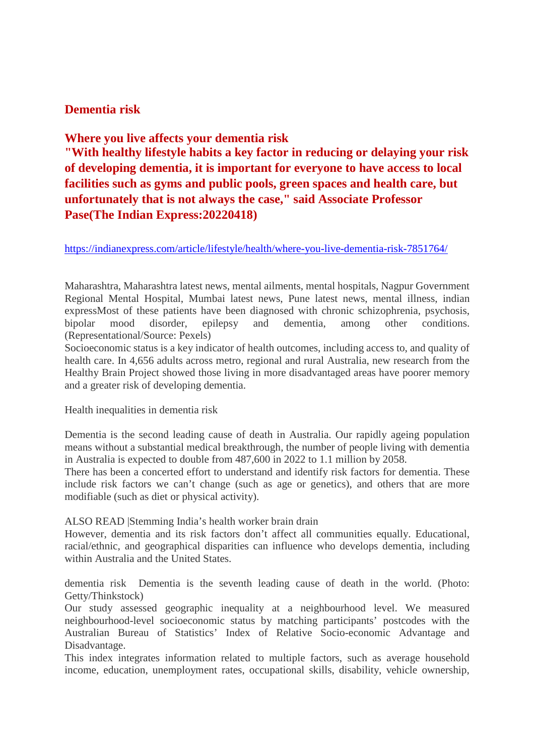## Dementia risk

## Where you live affects your dementia risk
**"With healthy lifestyle habits a key factor in reducing or delaying your risk of developing dementia, it is important for everyone to have access to local facilities such as gyms and public pools, green spaces and health care, but unfortunately that is not always the case," said Associate Professor Pase(The Indian Express:20220418)**

https://indianexpress.com/article/lifestyle/health/where-you-live-dementia-risk-7851764/

Maharashtra, Maharashtra latest news, mental ailments, mental hospitals, Nagpur Government Regional Mental Hospital, Mumbai latest news, Pune latest news, mental illness, indian expressMost of these patients have been diagnosed with chronic schizophrenia, psychosis, bipolar mood disorder, epilepsy and dementia, among other conditions. (Representational/Source: Pexels)
Socioeconomic status is a key indicator of health outcomes, including access to, and quality of health care. In 4,656 adults across metro, regional and rural Australia, new research from the Healthy Brain Project showed those living in more disadvantaged areas have poorer memory and a greater risk of developing dementia.

Health inequalities in dementia risk

Dementia is the second leading cause of death in Australia. Our rapidly ageing population means without a substantial medical breakthrough, the number of people living with dementia in Australia is expected to double from 487,600 in 2022 to 1.1 million by 2058.
There has been a concerted effort to understand and identify risk factors for dementia. These include risk factors we can't change (such as age or genetics), and others that are more modifiable (such as diet or physical activity).

ALSO READ |Stemming India's health worker brain drain
However, dementia and its risk factors don't affect all communities equally. Educational, racial/ethnic, and geographical disparities can influence who develops dementia, including within Australia and the United States.

dementia risk  Dementia is the seventh leading cause of death in the world. (Photo: Getty/Thinkstock)
Our study assessed geographic inequality at a neighbourhood level. We measured neighbourhood-level socioeconomic status by matching participants' postcodes with the Australian Bureau of Statistics' Index of Relative Socio-economic Advantage and Disadvantage.
This index integrates information related to multiple factors, such as average household income, education, unemployment rates, occupational skills, disability, vehicle ownership,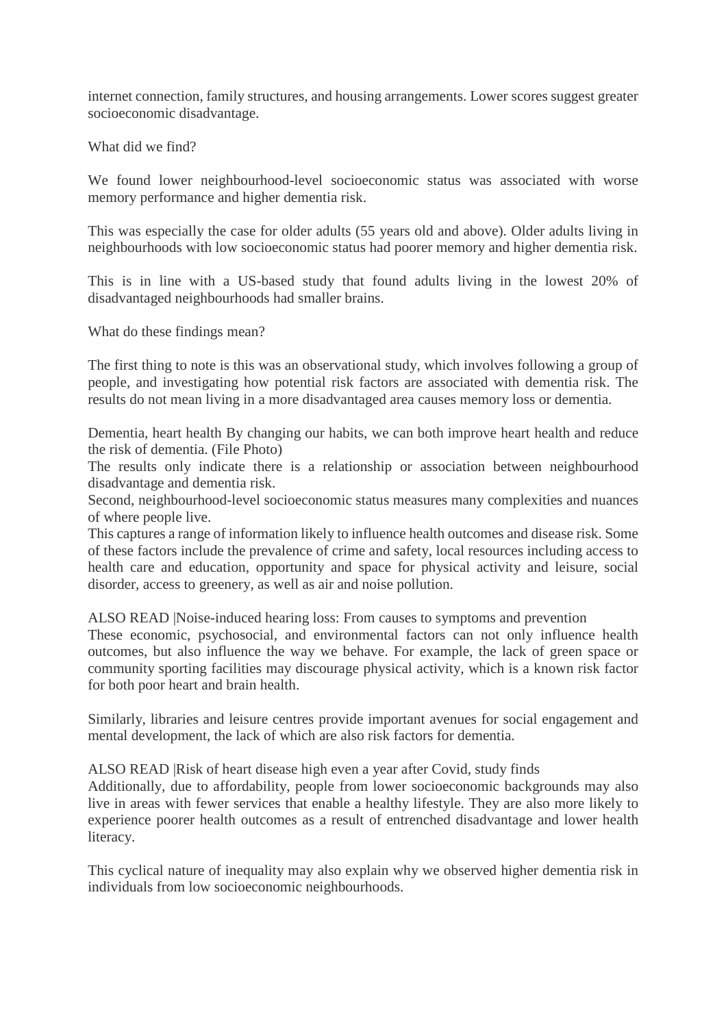internet connection, family structures, and housing arrangements. Lower scores suggest greater socioeconomic disadvantage.

What did we find?

We found lower neighbourhood-level socioeconomic status was associated with worse memory performance and higher dementia risk.

This was especially the case for older adults (55 years old and above). Older adults living in neighbourhoods with low socioeconomic status had poorer memory and higher dementia risk.

This is in line with a US-based study that found adults living in the lowest 20% of disadvantaged neighbourhoods had smaller brains.

What do these findings mean?

The first thing to note is this was an observational study, which involves following a group of people, and investigating how potential risk factors are associated with dementia risk. The results do not mean living in a more disadvantaged area causes memory loss or dementia.

Dementia, heart health By changing our habits, we can both improve heart health and reduce the risk of dementia. (File Photo)

The results only indicate there is a relationship or association between neighbourhood disadvantage and dementia risk.

Second, neighbourhood-level socioeconomic status measures many complexities and nuances of where people live.

This captures a range of information likely to influence health outcomes and disease risk. Some of these factors include the prevalence of crime and safety, local resources including access to health care and education, opportunity and space for physical activity and leisure, social disorder, access to greenery, as well as air and noise pollution.

ALSO READ |Noise-induced hearing loss: From causes to symptoms and prevention

These economic, psychosocial, and environmental factors can not only influence health outcomes, but also influence the way we behave. For example, the lack of green space or community sporting facilities may discourage physical activity, which is a known risk factor for both poor heart and brain health.

Similarly, libraries and leisure centres provide important avenues for social engagement and mental development, the lack of which are also risk factors for dementia.

ALSO READ |Risk of heart disease high even a year after Covid, study finds

Additionally, due to affordability, people from lower socioeconomic backgrounds may also live in areas with fewer services that enable a healthy lifestyle. They are also more likely to experience poorer health outcomes as a result of entrenched disadvantage and lower health literacy.

This cyclical nature of inequality may also explain why we observed higher dementia risk in individuals from low socioeconomic neighbourhoods.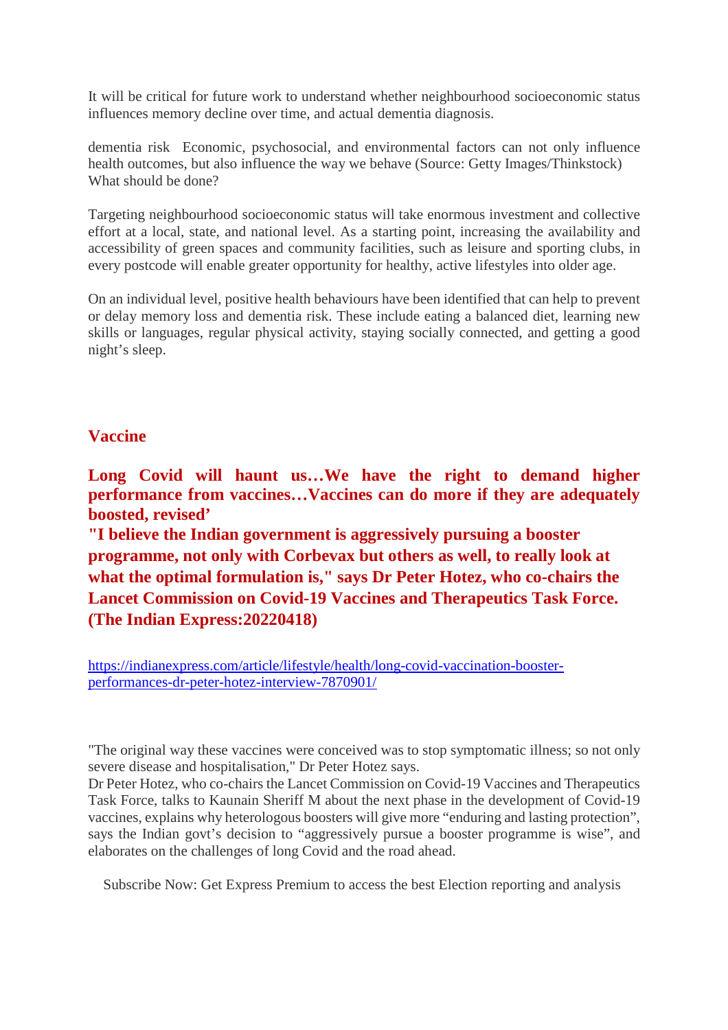It will be critical for future work to understand whether neighbourhood socioeconomic status influences memory decline over time, and actual dementia diagnosis.

dementia risk Economic, psychosocial, and environmental factors can not only influence health outcomes, but also influence the way we behave (Source: Getty Images/Thinkstock)
What should be done?

Targeting neighbourhood socioeconomic status will take enormous investment and collective effort at a local, state, and national level. As a starting point, increasing the availability and accessibility of green spaces and community facilities, such as leisure and sporting clubs, in every postcode will enable greater opportunity for healthy, active lifestyles into older age.

On an individual level, positive health behaviours have been identified that can help to prevent or delay memory loss and dementia risk. These include eating a balanced diet, learning new skills or languages, regular physical activity, staying socially connected, and getting a good night's sleep.

## Vaccine

### Long Covid will haunt us…We have the right to demand higher performance from vaccines…Vaccines can do more if they are adequately boosted, revised'

**"I believe the Indian government is aggressively pursuing a booster programme, not only with Corbevax but others as well, to really look at what the optimal formulation is," says Dr Peter Hotez, who co-chairs the Lancet Commission on Covid-19 Vaccines and Therapeutics Task Force. (The Indian Express:20220418)**

https://indianexpress.com/article/lifestyle/health/long-covid-vaccination-booster-performances-dr-peter-hotez-interview-7870901/

"The original way these vaccines were conceived was to stop symptomatic illness; so not only severe disease and hospitalisation," Dr Peter Hotez says.
Dr Peter Hotez, who co-chairs the Lancet Commission on Covid-19 Vaccines and Therapeutics Task Force, talks to Kaunain Sheriff M about the next phase in the development of Covid-19 vaccines, explains why heterologous boosters will give more "enduring and lasting protection", says the Indian govt's decision to "aggressively pursue a booster programme is wise", and elaborates on the challenges of long Covid and the road ahead.

Subscribe Now: Get Express Premium to access the best Election reporting and analysis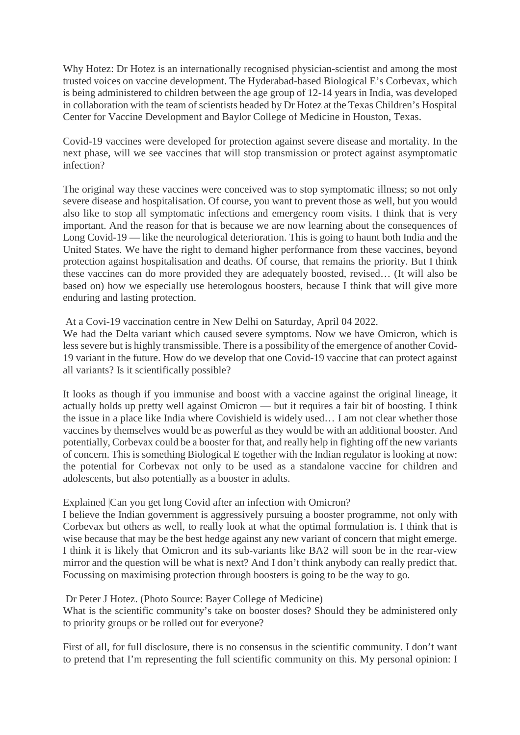Why Hotez: Dr Hotez is an internationally recognised physician-scientist and among the most trusted voices on vaccine development. The Hyderabad-based Biological E's Corbevax, which is being administered to children between the age group of 12-14 years in India, was developed in collaboration with the team of scientists headed by Dr Hotez at the Texas Children's Hospital Center for Vaccine Development and Baylor College of Medicine in Houston, Texas.

Covid-19 vaccines were developed for protection against severe disease and mortality. In the next phase, will we see vaccines that will stop transmission or protect against asymptomatic infection?

The original way these vaccines were conceived was to stop symptomatic illness; so not only severe disease and hospitalisation. Of course, you want to prevent those as well, but you would also like to stop all symptomatic infections and emergency room visits. I think that is very important. And the reason for that is because we are now learning about the consequences of Long Covid-19 — like the neurological deterioration. This is going to haunt both India and the United States. We have the right to demand higher performance from these vaccines, beyond protection against hospitalisation and deaths. Of course, that remains the priority. But I think these vaccines can do more provided they are adequately boosted, revised… (It will also be based on) how we especially use heterologous boosters, because I think that will give more enduring and lasting protection.

At a Covi-19 vaccination centre in New Delhi on Saturday, April 04 2022.

We had the Delta variant which caused severe symptoms. Now we have Omicron, which is less severe but is highly transmissible. There is a possibility of the emergence of another Covid-19 variant in the future. How do we develop that one Covid-19 vaccine that can protect against all variants? Is it scientifically possible?

It looks as though if you immunise and boost with a vaccine against the original lineage, it actually holds up pretty well against Omicron — but it requires a fair bit of boosting. I think the issue in a place like India where Covishield is widely used… I am not clear whether those vaccines by themselves would be as powerful as they would be with an additional booster. And potentially, Corbevax could be a booster for that, and really help in fighting off the new variants of concern. This is something Biological E together with the Indian regulator is looking at now: the potential for Corbevax not only to be used as a standalone vaccine for children and adolescents, but also potentially as a booster in adults.

Explained |Can you get long Covid after an infection with Omicron?

I believe the Indian government is aggressively pursuing a booster programme, not only with Corbevax but others as well, to really look at what the optimal formulation is. I think that is wise because that may be the best hedge against any new variant of concern that might emerge. I think it is likely that Omicron and its sub-variants like BA2 will soon be in the rear-view mirror and the question will be what is next? And I don't think anybody can really predict that. Focussing on maximising protection through boosters is going to be the way to go.

Dr Peter J Hotez. (Photo Source: Bayer College of Medicine)

What is the scientific community's take on booster doses? Should they be administered only to priority groups or be rolled out for everyone?

First of all, for full disclosure, there is no consensus in the scientific community. I don't want to pretend that I'm representing the full scientific community on this. My personal opinion: I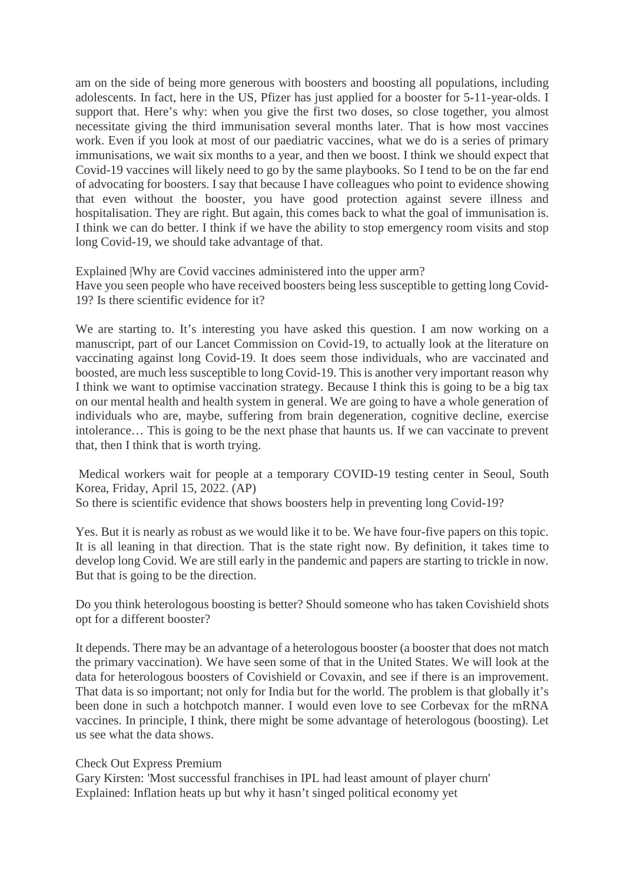am on the side of being more generous with boosters and boosting all populations, including adolescents. In fact, here in the US, Pfizer has just applied for a booster for 5-11-year-olds. I support that. Here's why: when you give the first two doses, so close together, you almost necessitate giving the third immunisation several months later. That is how most vaccines work. Even if you look at most of our paediatric vaccines, what we do is a series of primary immunisations, we wait six months to a year, and then we boost. I think we should expect that Covid-19 vaccines will likely need to go by the same playbooks. So I tend to be on the far end of advocating for boosters. I say that because I have colleagues who point to evidence showing that even without the booster, you have good protection against severe illness and hospitalisation. They are right. But again, this comes back to what the goal of immunisation is. I think we can do better. I think if we have the ability to stop emergency room visits and stop long Covid-19, we should take advantage of that.

Explained |Why are Covid vaccines administered into the upper arm?

Have you seen people who have received boosters being less susceptible to getting long Covid-19? Is there scientific evidence for it?

We are starting to. It's interesting you have asked this question. I am now working on a manuscript, part of our Lancet Commission on Covid-19, to actually look at the literature on vaccinating against long Covid-19. It does seem those individuals, who are vaccinated and boosted, are much less susceptible to long Covid-19. This is another very important reason why I think we want to optimise vaccination strategy. Because I think this is going to be a big tax on our mental health and health system in general. We are going to have a whole generation of individuals who are, maybe, suffering from brain degeneration, cognitive decline, exercise intolerance… This is going to be the next phase that haunts us. If we can vaccinate to prevent that, then I think that is worth trying.

Medical workers wait for people at a temporary COVID-19 testing center in Seoul, South Korea, Friday, April 15, 2022. (AP)

So there is scientific evidence that shows boosters help in preventing long Covid-19?

Yes. But it is nearly as robust as we would like it to be. We have four-five papers on this topic. It is all leaning in that direction. That is the state right now. By definition, it takes time to develop long Covid. We are still early in the pandemic and papers are starting to trickle in now. But that is going to be the direction.

Do you think heterologous boosting is better? Should someone who has taken Covishield shots opt for a different booster?

It depends. There may be an advantage of a heterologous booster (a booster that does not match the primary vaccination). We have seen some of that in the United States. We will look at the data for heterologous boosters of Covishield or Covaxin, and see if there is an improvement. That data is so important; not only for India but for the world. The problem is that globally it's been done in such a hotchpotch manner. I would even love to see Corbevax for the mRNA vaccines. In principle, I think, there might be some advantage of heterologous (boosting). Let us see what the data shows.

Check Out Express Premium

Gary Kirsten: 'Most successful franchises in IPL had least amount of player churn'

Explained: Inflation heats up but why it hasn't singed political economy yet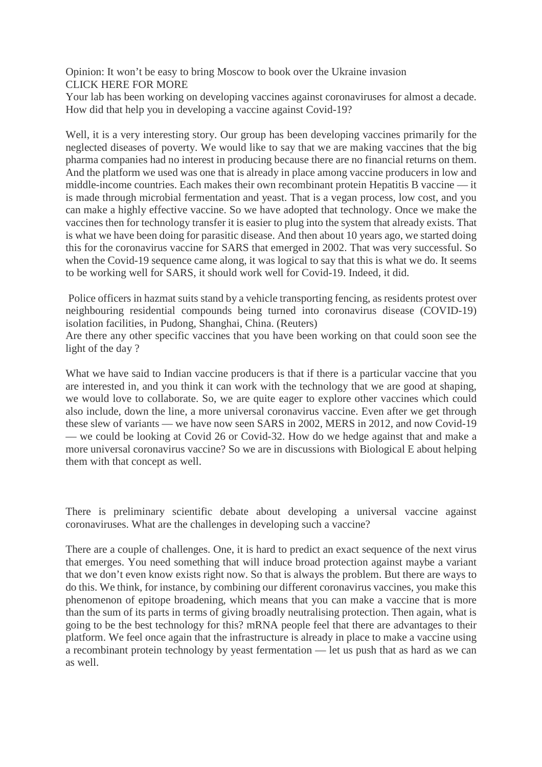Opinion: It won't be easy to bring Moscow to book over the Ukraine invasion
CLICK HERE FOR MORE

Your lab has been working on developing vaccines against coronaviruses for almost a decade. How did that help you in developing a vaccine against Covid-19?

Well, it is a very interesting story. Our group has been developing vaccines primarily for the neglected diseases of poverty. We would like to say that we are making vaccines that the big pharma companies had no interest in producing because there are no financial returns on them. And the platform we used was one that is already in place among vaccine producers in low and middle-income countries. Each makes their own recombinant protein Hepatitis B vaccine — it is made through microbial fermentation and yeast. That is a vegan process, low cost, and you can make a highly effective vaccine. So we have adopted that technology. Once we make the vaccines then for technology transfer it is easier to plug into the system that already exists. That is what we have been doing for parasitic disease. And then about 10 years ago, we started doing this for the coronavirus vaccine for SARS that emerged in 2002. That was very successful. So when the Covid-19 sequence came along, it was logical to say that this is what we do. It seems to be working well for SARS, it should work well for Covid-19. Indeed, it did.

Police officers in hazmat suits stand by a vehicle transporting fencing, as residents protest over neighbouring residential compounds being turned into coronavirus disease (COVID-19) isolation facilities, in Pudong, Shanghai, China. (Reuters)

Are there any other specific vaccines that you have been working on that could soon see the light of the day ?

What we have said to Indian vaccine producers is that if there is a particular vaccine that you are interested in, and you think it can work with the technology that we are good at shaping, we would love to collaborate. So, we are quite eager to explore other vaccines which could also include, down the line, a more universal coronavirus vaccine. Even after we get through these slew of variants — we have now seen SARS in 2002, MERS in 2012, and now Covid-19 — we could be looking at Covid 26 or Covid-32. How do we hedge against that and make a more universal coronavirus vaccine? So we are in discussions with Biological E about helping them with that concept as well.

There is preliminary scientific debate about developing a universal vaccine against coronaviruses. What are the challenges in developing such a vaccine?

There are a couple of challenges. One, it is hard to predict an exact sequence of the next virus that emerges. You need something that will induce broad protection against maybe a variant that we don't even know exists right now. So that is always the problem. But there are ways to do this. We think, for instance, by combining our different coronavirus vaccines, you make this phenomenon of epitope broadening, which means that you can make a vaccine that is more than the sum of its parts in terms of giving broadly neutralising protection. Then again, what is going to be the best technology for this? mRNA people feel that there are advantages to their platform. We feel once again that the infrastructure is already in place to make a vaccine using a recombinant protein technology by yeast fermentation — let us push that as hard as we can as well.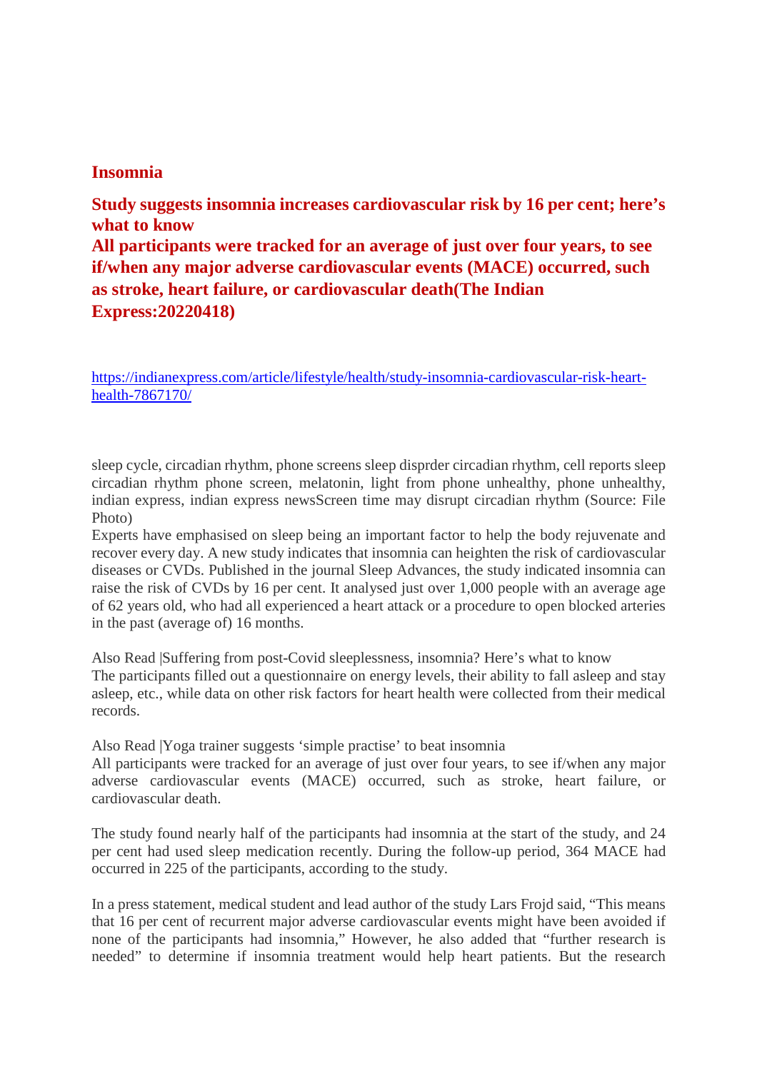## Insomnia

**Study suggests insomnia increases cardiovascular risk by 16 per cent; here's what to know**
**All participants were tracked for an average of just over four years, to see if/when any major adverse cardiovascular events (MACE) occurred, such as stroke, heart failure, or cardiovascular death(The Indian Express:20220418)**

https://indianexpress.com/article/lifestyle/health/study-insomnia-cardiovascular-risk-heart-health-7867170/

sleep cycle, circadian rhythm, phone screens sleep disprder circadian rhythm, cell reports sleep circadian rhythm phone screen, melatonin, light from phone unhealthy, phone unhealthy, indian express, indian express newsScreen time may disrupt circadian rhythm (Source: File Photo)

Experts have emphasised on sleep being an important factor to help the body rejuvenate and recover every day. A new study indicates that insomnia can heighten the risk of cardiovascular diseases or CVDs. Published in the journal Sleep Advances, the study indicated insomnia can raise the risk of CVDs by 16 per cent. It analysed just over 1,000 people with an average age of 62 years old, who had all experienced a heart attack or a procedure to open blocked arteries in the past (average of) 16 months.

Also Read |Suffering from post-Covid sleeplessness, insomnia? Here's what to know

The participants filled out a questionnaire on energy levels, their ability to fall asleep and stay asleep, etc., while data on other risk factors for heart health were collected from their medical records.

Also Read |Yoga trainer suggests 'simple practise' to beat insomnia

All participants were tracked for an average of just over four years, to see if/when any major adverse cardiovascular events (MACE) occurred, such as stroke, heart failure, or cardiovascular death.

The study found nearly half of the participants had insomnia at the start of the study, and 24 per cent had used sleep medication recently. During the follow-up period, 364 MACE had occurred in 225 of the participants, according to the study.

In a press statement, medical student and lead author of the study Lars Frojd said, "This means that 16 per cent of recurrent major adverse cardiovascular events might have been avoided if none of the participants had insomnia," However, he also added that "further research is needed" to determine if insomnia treatment would help heart patients. But the research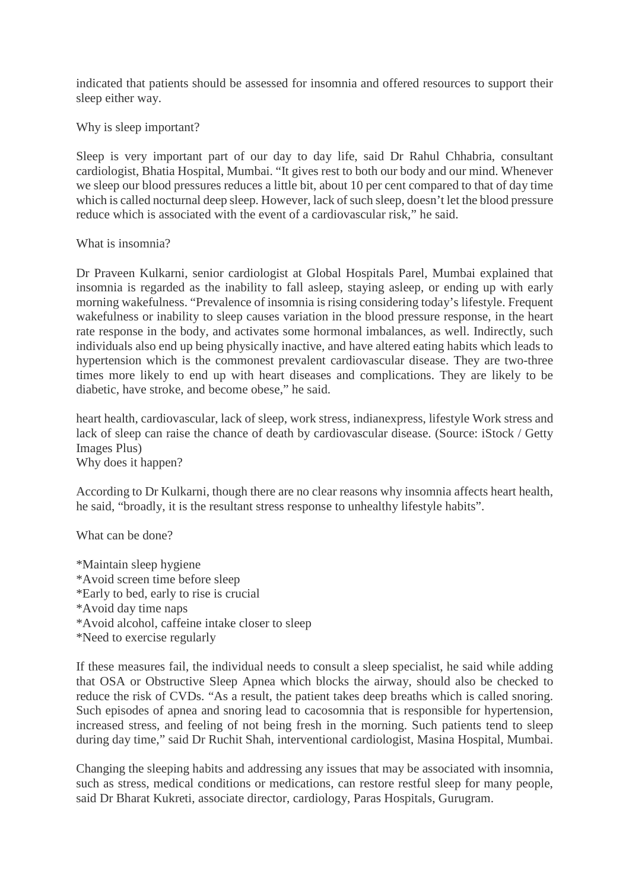indicated that patients should be assessed for insomnia and offered resources to support their sleep either way.

Why is sleep important?

Sleep is very important part of our day to day life, said Dr Rahul Chhabria, consultant cardiologist, Bhatia Hospital, Mumbai. "It gives rest to both our body and our mind. Whenever we sleep our blood pressures reduces a little bit, about 10 per cent compared to that of day time which is called nocturnal deep sleep. However, lack of such sleep, doesn't let the blood pressure reduce which is associated with the event of a cardiovascular risk," he said.

What is insomnia?

Dr Praveen Kulkarni, senior cardiologist at Global Hospitals Parel, Mumbai explained that insomnia is regarded as the inability to fall asleep, staying asleep, or ending up with early morning wakefulness. "Prevalence of insomnia is rising considering today's lifestyle. Frequent wakefulness or inability to sleep causes variation in the blood pressure response, in the heart rate response in the body, and activates some hormonal imbalances, as well. Indirectly, such individuals also end up being physically inactive, and have altered eating habits which leads to hypertension which is the commonest prevalent cardiovascular disease. They are two-three times more likely to end up with heart diseases and complications. They are likely to be diabetic, have stroke, and become obese," he said.

heart health, cardiovascular, lack of sleep, work stress, indianexpress, lifestyle Work stress and lack of sleep can raise the chance of death by cardiovascular disease. (Source: iStock / Getty Images Plus)

Why does it happen?

According to Dr Kulkarni, though there are no clear reasons why insomnia affects heart health, he said, "broadly, it is the resultant stress response to unhealthy lifestyle habits".

What can be done?

*Maintain sleep hygiene
*Avoid screen time before sleep
*Early to bed, early to rise is crucial
*Avoid day time naps
*Avoid alcohol, caffeine intake closer to sleep
*Need to exercise regularly

If these measures fail, the individual needs to consult a sleep specialist, he said while adding that OSA or Obstructive Sleep Apnea which blocks the airway, should also be checked to reduce the risk of CVDs. "As a result, the patient takes deep breaths which is called snoring. Such episodes of apnea and snoring lead to cacosomnia that is responsible for hypertension, increased stress, and feeling of not being fresh in the morning. Such patients tend to sleep during day time," said Dr Ruchit Shah, interventional cardiologist, Masina Hospital, Mumbai.

Changing the sleeping habits and addressing any issues that may be associated with insomnia, such as stress, medical conditions or medications, can restore restful sleep for many people, said Dr Bharat Kukreti, associate director, cardiology, Paras Hospitals, Gurugram.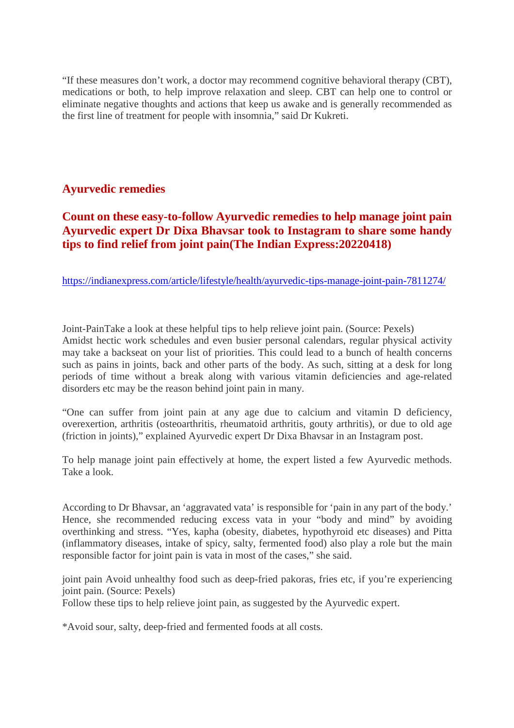"If these measures don't work, a doctor may recommend cognitive behavioral therapy (CBT), medications or both, to help improve relaxation and sleep. CBT can help one to control or eliminate negative thoughts and actions that keep us awake and is generally recommended as the first line of treatment for people with insomnia," said Dr Kukreti.

## Ayurvedic remedies

## Count on these easy-to-follow Ayurvedic remedies to help manage joint pain Ayurvedic expert Dr Dixa Bhavsar took to Instagram to share some handy tips to find relief from joint pain(The Indian Express:20220418)

https://indianexpress.com/article/lifestyle/health/ayurvedic-tips-manage-joint-pain-7811274/

Joint-PainTake a look at these helpful tips to help relieve joint pain. (Source: Pexels)
Amidst hectic work schedules and even busier personal calendars, regular physical activity may take a backseat on your list of priorities. This could lead to a bunch of health concerns such as pains in joints, back and other parts of the body. As such, sitting at a desk for long periods of time without a break along with various vitamin deficiencies and age-related disorders etc may be the reason behind joint pain in many.

"One can suffer from joint pain at any age due to calcium and vitamin D deficiency, overexertion, arthritis (osteoarthritis, rheumatoid arthritis, gouty arthritis), or due to old age (friction in joints)," explained Ayurvedic expert Dr Dixa Bhavsar in an Instagram post.

To help manage joint pain effectively at home, the expert listed a few Ayurvedic methods. Take a look.

According to Dr Bhavsar, an 'aggravated vata' is responsible for 'pain in any part of the body.' Hence, she recommended reducing excess vata in your "body and mind" by avoiding overthinking and stress. "Yes, kapha (obesity, diabetes, hypothyroid etc diseases) and Pitta (inflammatory diseases, intake of spicy, salty, fermented food) also play a role but the main responsible factor for joint pain is vata in most of the cases," she said.

joint pain Avoid unhealthy food such as deep-fried pakoras, fries etc, if you're experiencing joint pain. (Source: Pexels)
Follow these tips to help relieve joint pain, as suggested by the Ayurvedic expert.

*Avoid sour, salty, deep-fried and fermented foods at all costs.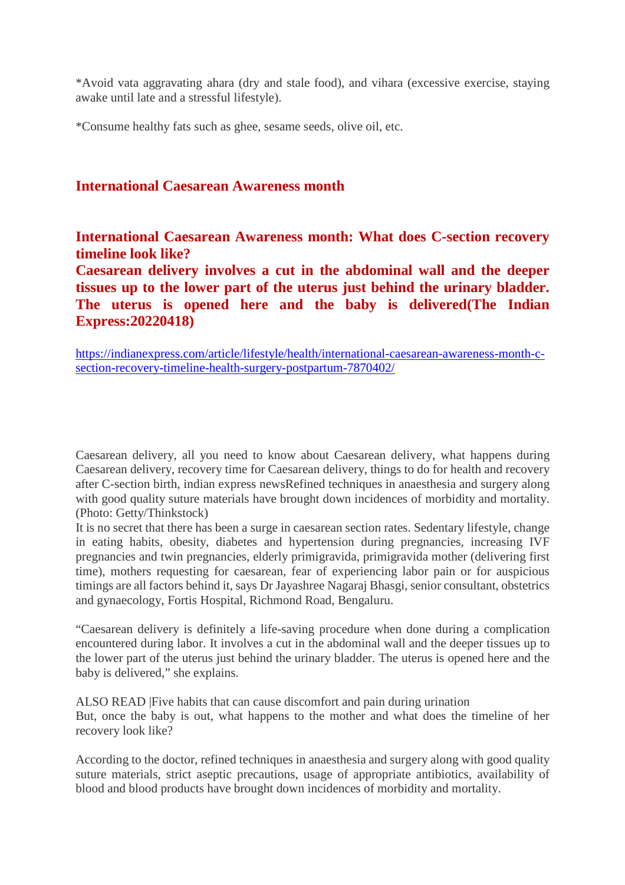*Avoid vata aggravating ahara (dry and stale food), and vihara (excessive exercise, staying awake until late and a stressful lifestyle).

*Consume healthy fats such as ghee, sesame seeds, olive oil, etc.

## International Caesarean Awareness month

## International Caesarean Awareness month: What does C-section recovery timeline look like?

## Caesarean delivery involves a cut in the abdominal wall and the deeper tissues up to the lower part of the uterus just behind the urinary bladder. The uterus is opened here and the baby is delivered(The Indian Express:20220418)

https://indianexpress.com/article/lifestyle/health/international-caesarean-awareness-month-c-section-recovery-timeline-health-surgery-postpartum-7870402/

Caesarean delivery, all you need to know about Caesarean delivery, what happens during Caesarean delivery, recovery time for Caesarean delivery, things to do for health and recovery after C-section birth, indian express newsRefined techniques in anaesthesia and surgery along with good quality suture materials have brought down incidences of morbidity and mortality. (Photo: Getty/Thinkstock)
It is no secret that there has been a surge in caesarean section rates. Sedentary lifestyle, change in eating habits, obesity, diabetes and hypertension during pregnancies, increasing IVF pregnancies and twin pregnancies, elderly primigravida, primigravida mother (delivering first time), mothers requesting for caesarean, fear of experiencing labor pain or for auspicious timings are all factors behind it, says Dr Jayashree Nagaraj Bhasgi, senior consultant, obstetrics and gynaecology, Fortis Hospital, Richmond Road, Bengaluru.

"Caesarean delivery is definitely a life-saving procedure when done during a complication encountered during labor. It involves a cut in the abdominal wall and the deeper tissues up to the lower part of the uterus just behind the urinary bladder. The uterus is opened here and the baby is delivered," she explains.

ALSO READ |Five habits that can cause discomfort and pain during urination
But, once the baby is out, what happens to the mother and what does the timeline of her recovery look like?

According to the doctor, refined techniques in anaesthesia and surgery along with good quality suture materials, strict aseptic precautions, usage of appropriate antibiotics, availability of blood and blood products have brought down incidences of morbidity and mortality.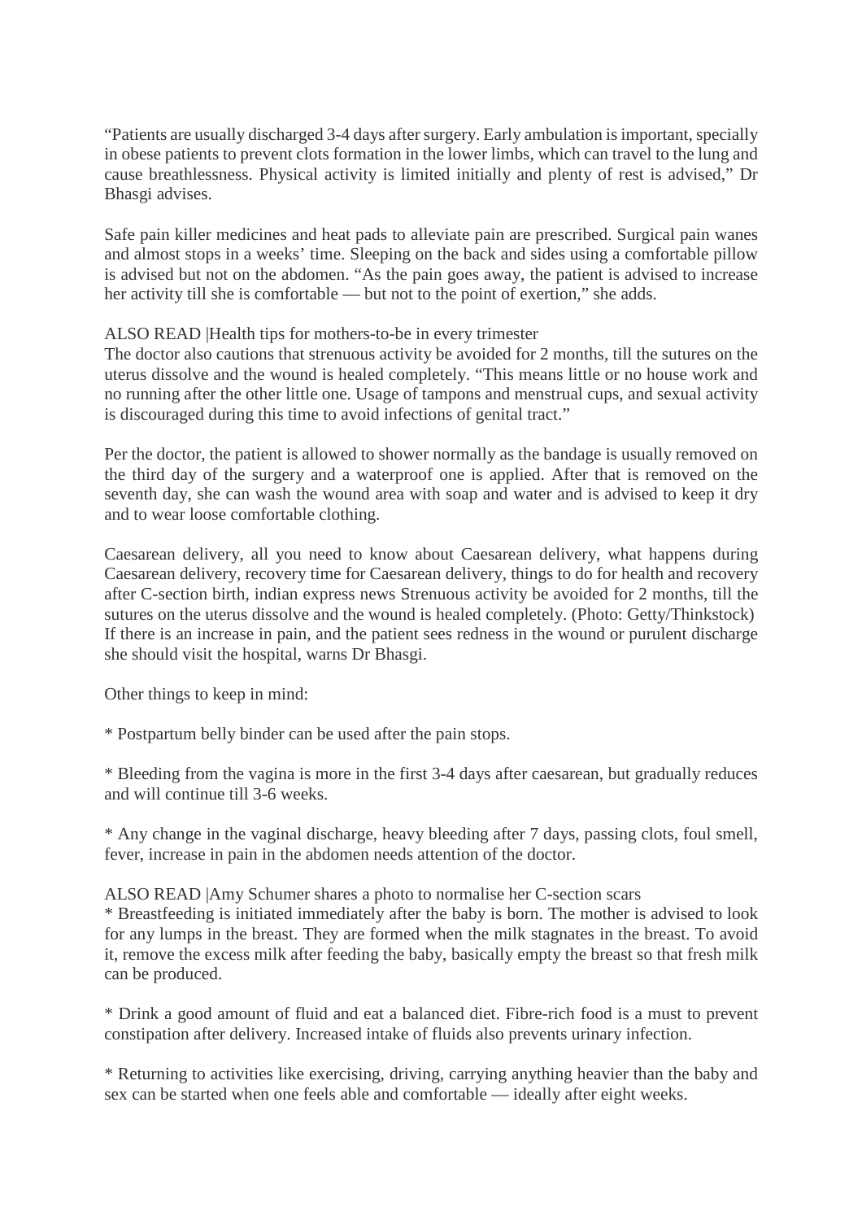"Patients are usually discharged 3-4 days after surgery. Early ambulation is important, specially in obese patients to prevent clots formation in the lower limbs, which can travel to the lung and cause breathlessness. Physical activity is limited initially and plenty of rest is advised," Dr Bhasgi advises.

Safe pain killer medicines and heat pads to alleviate pain are prescribed. Surgical pain wanes and almost stops in a weeks' time. Sleeping on the back and sides using a comfortable pillow is advised but not on the abdomen. "As the pain goes away, the patient is advised to increase her activity till she is comfortable — but not to the point of exertion," she adds.

ALSO READ |Health tips for mothers-to-be in every trimester
The doctor also cautions that strenuous activity be avoided for 2 months, till the sutures on the uterus dissolve and the wound is healed completely. "This means little or no house work and no running after the other little one. Usage of tampons and menstrual cups, and sexual activity is discouraged during this time to avoid infections of genital tract."

Per the doctor, the patient is allowed to shower normally as the bandage is usually removed on the third day of the surgery and a waterproof one is applied. After that is removed on the seventh day, she can wash the wound area with soap and water and is advised to keep it dry and to wear loose comfortable clothing.

Caesarean delivery, all you need to know about Caesarean delivery, what happens during Caesarean delivery, recovery time for Caesarean delivery, things to do for health and recovery after C-section birth, indian express news Strenuous activity be avoided for 2 months, till the sutures on the uterus dissolve and the wound is healed completely. (Photo: Getty/Thinkstock)
If there is an increase in pain, and the patient sees redness in the wound or purulent discharge she should visit the hospital, warns Dr Bhasgi.

Other things to keep in mind:

* Postpartum belly binder can be used after the pain stops.

* Bleeding from the vagina is more in the first 3-4 days after caesarean, but gradually reduces and will continue till 3-6 weeks.

* Any change in the vaginal discharge, heavy bleeding after 7 days, passing clots, foul smell, fever, increase in pain in the abdomen needs attention of the doctor.

ALSO READ |Amy Schumer shares a photo to normalise her C-section scars
* Breastfeeding is initiated immediately after the baby is born. The mother is advised to look for any lumps in the breast. They are formed when the milk stagnates in the breast. To avoid it, remove the excess milk after feeding the baby, basically empty the breast so that fresh milk can be produced.

* Drink a good amount of fluid and eat a balanced diet. Fibre-rich food is a must to prevent constipation after delivery. Increased intake of fluids also prevents urinary infection.

* Returning to activities like exercising, driving, carrying anything heavier than the baby and sex can be started when one feels able and comfortable — ideally after eight weeks.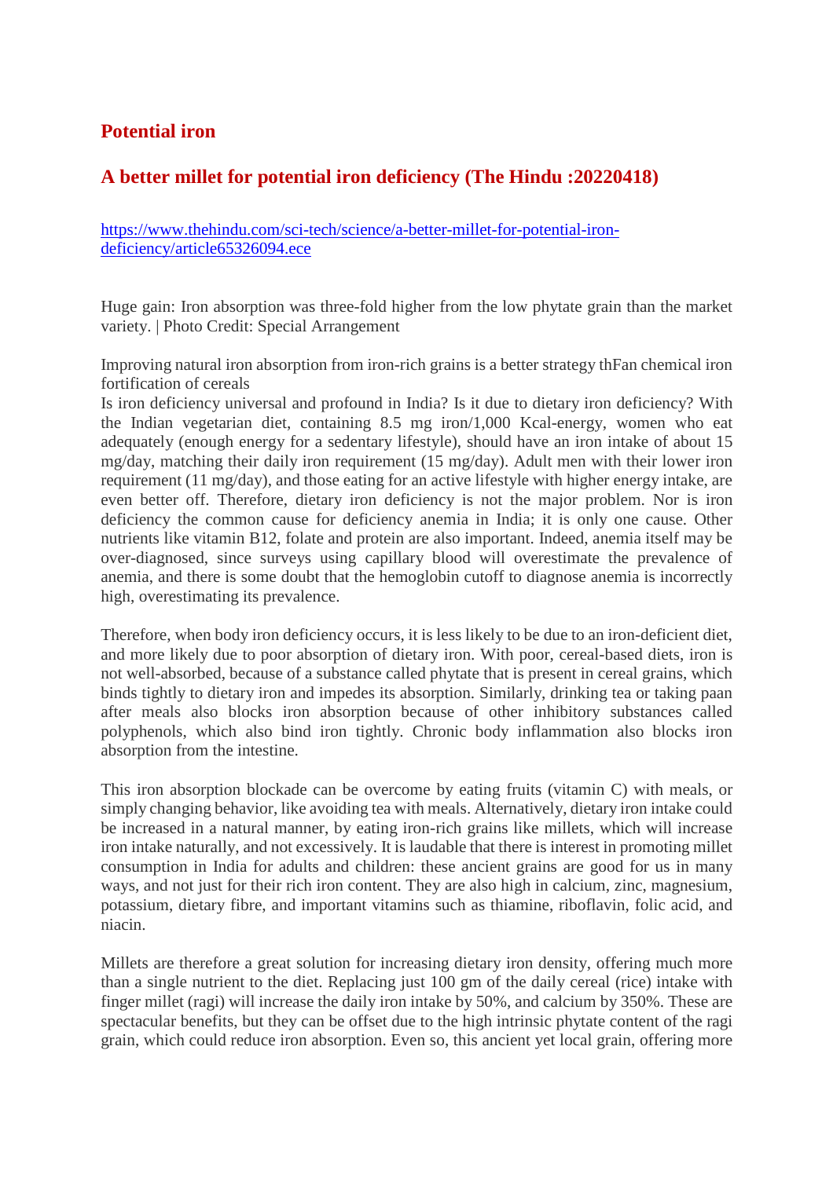## Potential iron

## A better millet for potential iron deficiency (The Hindu :20220418)

https://www.thehindu.com/sci-tech/science/a-better-millet-for-potential-iron-deficiency/article65326094.ece

Huge gain: Iron absorption was three-fold higher from the low phytate grain than the market variety. | Photo Credit: Special Arrangement

Improving natural iron absorption from iron-rich grains is a better strategy thFan chemical iron fortification of cereals

Is iron deficiency universal and profound in India? Is it due to dietary iron deficiency? With the Indian vegetarian diet, containing 8.5 mg iron/1,000 Kcal-energy, women who eat adequately (enough energy for a sedentary lifestyle), should have an iron intake of about 15 mg/day, matching their daily iron requirement (15 mg/day). Adult men with their lower iron requirement (11 mg/day), and those eating for an active lifestyle with higher energy intake, are even better off. Therefore, dietary iron deficiency is not the major problem. Nor is iron deficiency the common cause for deficiency anemia in India; it is only one cause. Other nutrients like vitamin B12, folate and protein are also important. Indeed, anemia itself may be over-diagnosed, since surveys using capillary blood will overestimate the prevalence of anemia, and there is some doubt that the hemoglobin cutoff to diagnose anemia is incorrectly high, overestimating its prevalence.

Therefore, when body iron deficiency occurs, it is less likely to be due to an iron-deficient diet, and more likely due to poor absorption of dietary iron. With poor, cereal-based diets, iron is not well-absorbed, because of a substance called phytate that is present in cereal grains, which binds tightly to dietary iron and impedes its absorption. Similarly, drinking tea or taking paan after meals also blocks iron absorption because of other inhibitory substances called polyphenols, which also bind iron tightly. Chronic body inflammation also blocks iron absorption from the intestine.

This iron absorption blockade can be overcome by eating fruits (vitamin C) with meals, or simply changing behavior, like avoiding tea with meals. Alternatively, dietary iron intake could be increased in a natural manner, by eating iron-rich grains like millets, which will increase iron intake naturally, and not excessively. It is laudable that there is interest in promoting millet consumption in India for adults and children: these ancient grains are good for us in many ways, and not just for their rich iron content. They are also high in calcium, zinc, magnesium, potassium, dietary fibre, and important vitamins such as thiamine, riboflavin, folic acid, and niacin.

Millets are therefore a great solution for increasing dietary iron density, offering much more than a single nutrient to the diet. Replacing just 100 gm of the daily cereal (rice) intake with finger millet (ragi) will increase the daily iron intake by 50%, and calcium by 350%. These are spectacular benefits, but they can be offset due to the high intrinsic phytate content of the ragi grain, which could reduce iron absorption. Even so, this ancient yet local grain, offering more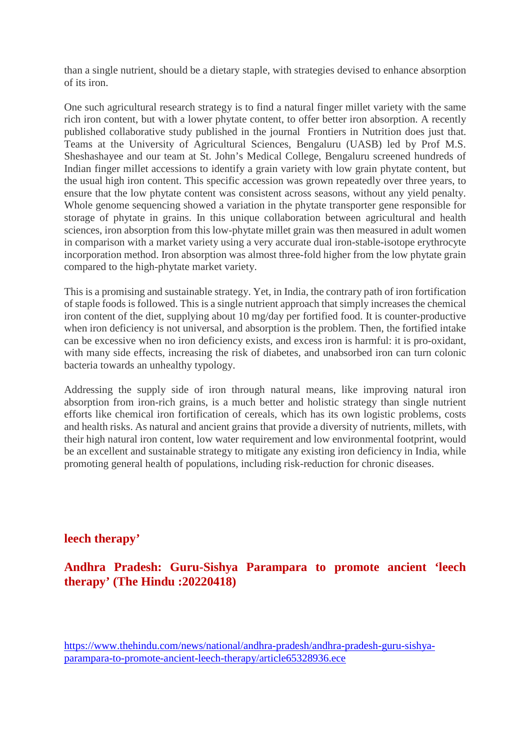than a single nutrient, should be a dietary staple, with strategies devised to enhance absorption of its iron.

One such agricultural research strategy is to find a natural finger millet variety with the same rich iron content, but with a lower phytate content, to offer better iron absorption. A recently published collaborative study published in the journal Frontiers in Nutrition does just that. Teams at the University of Agricultural Sciences, Bengaluru (UASB) led by Prof M.S. Sheshashayee and our team at St. John's Medical College, Bengaluru screened hundreds of Indian finger millet accessions to identify a grain variety with low grain phytate content, but the usual high iron content. This specific accession was grown repeatedly over three years, to ensure that the low phytate content was consistent across seasons, without any yield penalty. Whole genome sequencing showed a variation in the phytate transporter gene responsible for storage of phytate in grains. In this unique collaboration between agricultural and health sciences, iron absorption from this low-phytate millet grain was then measured in adult women in comparison with a market variety using a very accurate dual iron-stable-isotope erythrocyte incorporation method. Iron absorption was almost three-fold higher from the low phytate grain compared to the high-phytate market variety.

This is a promising and sustainable strategy. Yet, in India, the contrary path of iron fortification of staple foods is followed. This is a single nutrient approach that simply increases the chemical iron content of the diet, supplying about 10 mg/day per fortified food. It is counter-productive when iron deficiency is not universal, and absorption is the problem. Then, the fortified intake can be excessive when no iron deficiency exists, and excess iron is harmful: it is pro-oxidant, with many side effects, increasing the risk of diabetes, and unabsorbed iron can turn colonic bacteria towards an unhealthy typology.

Addressing the supply side of iron through natural means, like improving natural iron absorption from iron-rich grains, is a much better and holistic strategy than single nutrient efforts like chemical iron fortification of cereals, which has its own logistic problems, costs and health risks. As natural and ancient grains that provide a diversity of nutrients, millets, with their high natural iron content, low water requirement and low environmental footprint, would be an excellent and sustainable strategy to mitigate any existing iron deficiency in India, while promoting general health of populations, including risk-reduction for chronic diseases.

**leech therapy'**

## Andhra Pradesh: Guru-Sishya Parampara to promote ancient 'leech therapy' (The Hindu :20220418)

[https://www.thehindu.com/news/national/andhra-pradesh/andhra-pradesh-guru-sishya-parampara-to-promote-ancient-leech-therapy/article65328936.ece](https://www.thehindu.com/news/national/andhra-pradesh/andhra-pradesh-guru-sishya-parampara-to-promote-ancient-leech-therapy/article65328936.ece)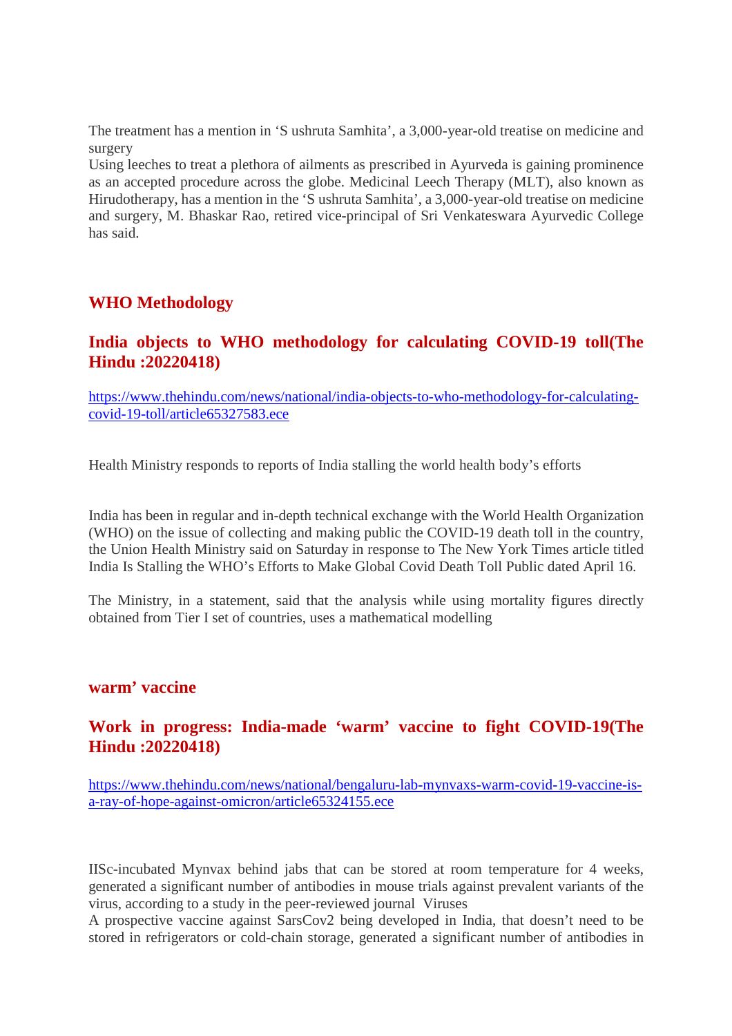The treatment has a mention in 'S ushruta Samhita', a 3,000-year-old treatise on medicine and surgery

Using leeches to treat a plethora of ailments as prescribed in Ayurveda is gaining prominence as an accepted procedure across the globe. Medicinal Leech Therapy (MLT), also known as Hirudotherapy, has a mention in the 'S ushruta Samhita', a 3,000-year-old treatise on medicine and surgery, M. Bhaskar Rao, retired vice-principal of Sri Venkateswara Ayurvedic College has said.

## WHO Methodology

## India objects to WHO methodology for calculating COVID-19 toll(The Hindu :20220418)

https://www.thehindu.com/news/national/india-objects-to-who-methodology-for-calculating-covid-19-toll/article65327583.ece

Health Ministry responds to reports of India stalling the world health body's efforts

India has been in regular and in-depth technical exchange with the World Health Organization (WHO) on the issue of collecting and making public the COVID-19 death toll in the country, the Union Health Ministry said on Saturday in response to The New York Times article titled India Is Stalling the WHO's Efforts to Make Global Covid Death Toll Public dated April 16.

The Ministry, in a statement, said that the analysis while using mortality figures directly obtained from Tier I set of countries, uses a mathematical modelling

## warm' vaccine

## Work in progress: India-made 'warm' vaccine to fight COVID-19(The Hindu :20220418)

https://www.thehindu.com/news/national/bengaluru-lab-mynvaxs-warm-covid-19-vaccine-is-a-ray-of-hope-against-omicron/article65324155.ece

IISc-incubated Mynvax behind jabs that can be stored at room temperature for 4 weeks, generated a significant number of antibodies in mouse trials against prevalent variants of the virus, according to a study in the peer-reviewed journal Viruses

A prospective vaccine against SarsCov2 being developed in India, that doesn't need to be stored in refrigerators or cold-chain storage, generated a significant number of antibodies in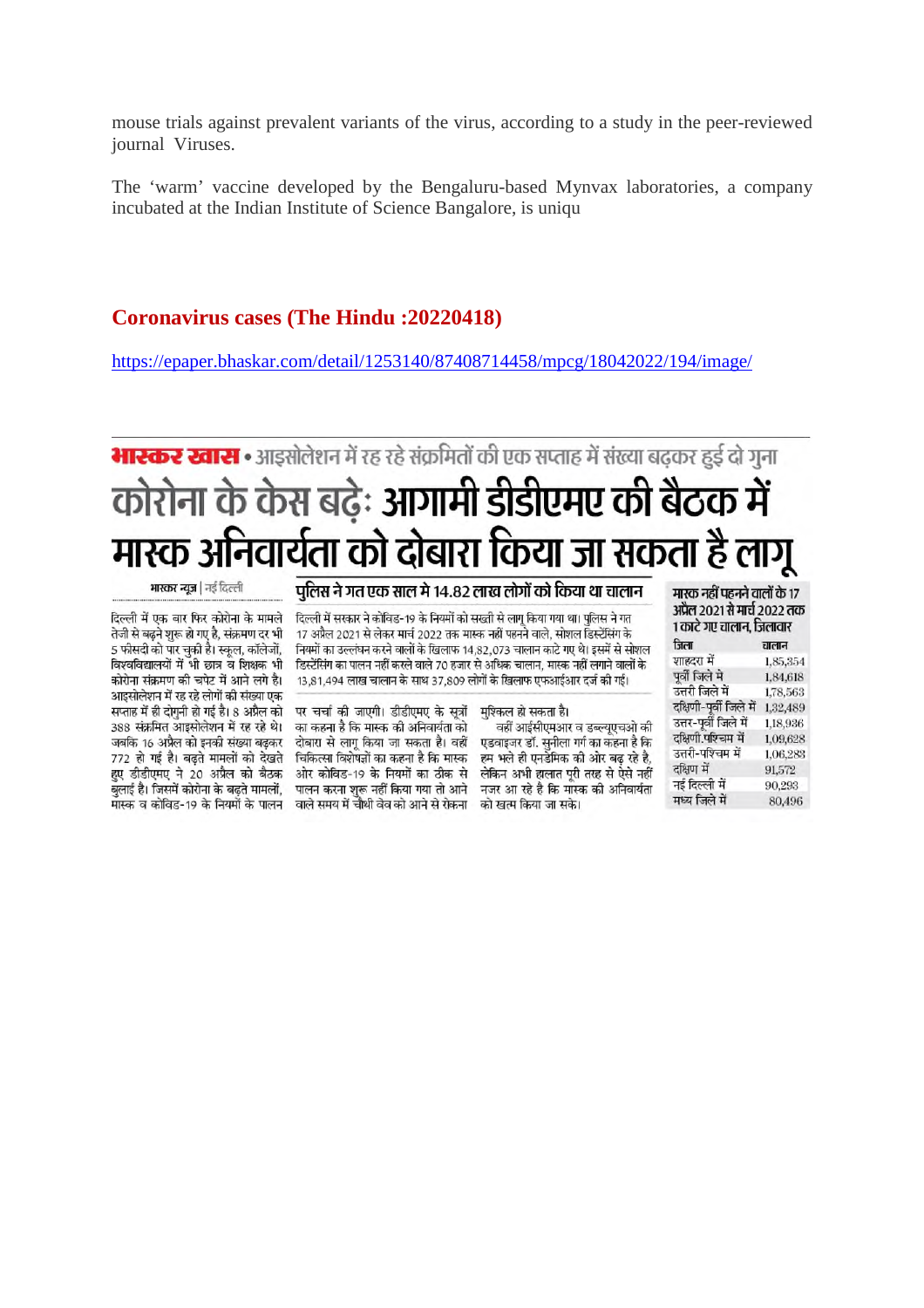mouse trials against prevalent variants of the virus, according to a study in the peer-reviewed journal Viruses.

The 'warm' vaccine developed by the Bengaluru-based Mynvax laboratories, a company incubated at the Indian Institute of Science Bangalore, is uniqu

## Coronavirus cases (The Hindu :20220418)

https://epaper.bhaskar.com/detail/1253140/87408714458/mpcg/18042022/194/image/

**भास्कर खास** • आइसोलेशन में रह रहे संक्रमितों की एक सप्ताह में संख्या बढ़कर हुई दो गुना

# कोरोना के केस बढ़े: आगामी डीडीएमए की बैठक में मास्क अनिवार्यता को दोबारा किया जा सकता है लागू

भास्कर न्यूज़ | नई दिल्ली

दिल्ली में एक बार फिर कोरोना के मामले तेजी से बढ़ने शुरू हो गए है, संक्रमण दर भी 5 फीसदी को पार चुकी है। स्कूल, कॉलेजों, विश्वविद्यालयों में भी छात्र व शिक्षक भी कोरोना संक्रमण की चपेट में आने लगे है। आइसोलेशन में रह रहे लोगों की संख्या एक सप्ताह में ही दोगुनी हो गई है। 8 अप्रैल को 388 संक्रमित आइसोलेशन में रह रहे थे। जबकि 16 अप्रैल को इनकी संख्या बढ़कर 772 हो गई है। बढ़ते मामलों को देखते हुए डीडीएमए ने 20 अप्रैल को बैठक बुलाई है। जिसमें कोरोना के बढ़ते मामलों, मास्क व कोविड-19 के नियमों के पालन पर चर्चा की जाएगी। डीडीएमए के सूत्रों का कहना है कि मास्क की अनिवार्यता को दोबारा से लागू किया जा सकता है। वहीं चिकित्सा विशेषज्ञों का कहना है कि मास्क ओर कोविड-19 के नियमों का ठीक से पालन करना शुरू नहीं किया गया तो आने वाले समय में चौथी वेव को आने से रोकना मुश्किल हो सकता है।

वहीं आईसीएमआर व डब्ल्यूएचओ की एडवाइजर डॉ. सुनीला गर्ग का कहना है कि हम भले ही एनडेमिक की ओर बढ़ रहे है, लेकिन अभी हालात पूरी तरह से ऐसे नहीं नजर आ रहे है कि मास्क की अनिवार्यता को खत्म किया जा सके।

### पुलिस ने गत एक साल मे 14.82 लाख लोगों को किया था चालान

दिल्ली में सरकार ने कोविड-19 के नियमों को सख्ती से लागू किया गया था। पुलिस ने गत 17 अप्रैल 2021 से लेकर मार्च 2022 तक मास्क नहीं पहनने वाले, सोशल डिस्टेंसिंग के नियमों का उल्लंघन करने वालों के खिलाफ 14,82,073 चालान काटे गए थे। इसमें से सोशल डिस्टेंसिंग का पालन नहीं करने वाले 70 हजार से अधिक चालान, मास्क नहीं लगाने वालों के 13,81,494 लाख चालान के साथ 37,809 लोगों के खिलाफ एफआईआर दर्ज की गई।

**मास्क नहीं पहनने वालों के 17 अप्रैल 2021 से मार्च 2022 तक 1 काटे गए चालान, जिलावार**

| जिला | चालान |
|---|---|
| शाहदरा में | 1,85,354 |
| पूर्वी जिले में | 1,84,618 |
| उत्तरी जिले में | 1,78,563 |
| दक्षिणी-पूर्वी जिले में | 1,32,489 |
| उत्तर-पूर्वी जिले में | 1,18,936 |
| दक्षिणी-पश्चिम में | 1,09,628 |
| उत्तरी-पश्चिम में | 1,06,283 |
| दक्षिण में | 91,572 |
| नई दिल्ली में | 90,293 |
| मध्य जिले में | 80,496 |